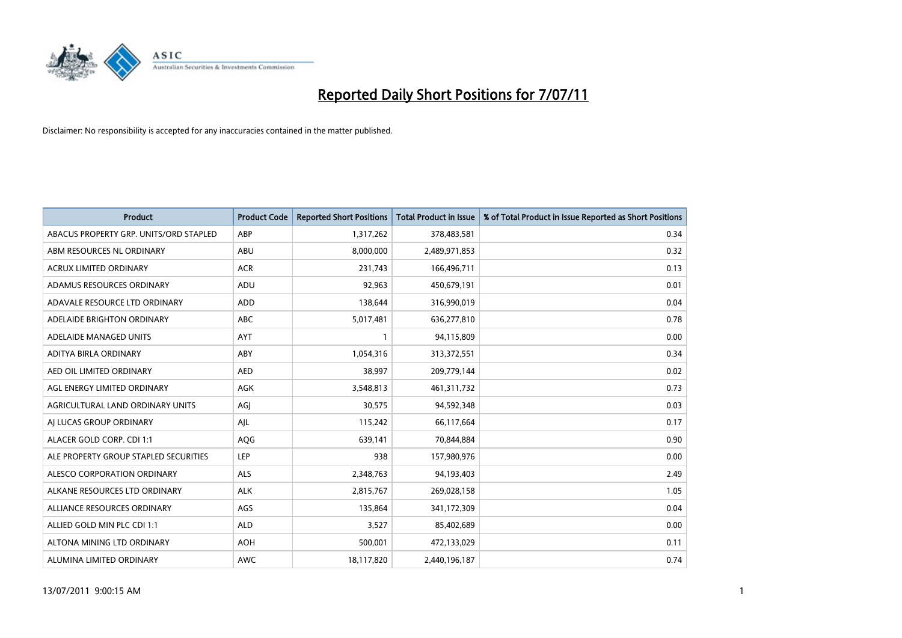# Reported Daily Short Positions for 7/07/11

Disclaimer: No responsibility is accepted for any inaccuracies contained in the matter published.

| Product | Product Code | Reported Short Positions | Total Product in Issue | % of Total Product in Issue Reported as Short Positions |
|---|---|---|---|---|
| ABACUS PROPERTY GRP. UNITS/ORD STAPLED | ABP | 1,317,262 | 378,483,581 | 0.34 |
| ABM RESOURCES NL ORDINARY | ABU | 8,000,000 | 2,489,971,853 | 0.32 |
| ACRUX LIMITED ORDINARY | ACR | 231,743 | 166,496,711 | 0.13 |
| ADAMUS RESOURCES ORDINARY | ADU | 92,963 | 450,679,191 | 0.01 |
| ADAVALE RESOURCE LTD ORDINARY | ADD | 138,644 | 316,990,019 | 0.04 |
| ADELAIDE BRIGHTON ORDINARY | ABC | 5,017,481 | 636,277,810 | 0.78 |
| ADELAIDE MANAGED UNITS | AYT | 1 | 94,115,809 | 0.00 |
| ADITYA BIRLA ORDINARY | ABY | 1,054,316 | 313,372,551 | 0.34 |
| AED OIL LIMITED ORDINARY | AED | 38,997 | 209,779,144 | 0.02 |
| AGL ENERGY LIMITED ORDINARY | AGK | 3,548,813 | 461,311,732 | 0.73 |
| AGRICULTURAL LAND ORDINARY UNITS | AGJ | 30,575 | 94,592,348 | 0.03 |
| AJ LUCAS GROUP ORDINARY | AJL | 115,242 | 66,117,664 | 0.17 |
| ALACER GOLD CORP. CDI 1:1 | AQG | 639,141 | 70,844,884 | 0.90 |
| ALE PROPERTY GROUP STAPLED SECURITIES | LEP | 938 | 157,980,976 | 0.00 |
| ALESCO CORPORATION ORDINARY | ALS | 2,348,763 | 94,193,403 | 2.49 |
| ALKANE RESOURCES LTD ORDINARY | ALK | 2,815,767 | 269,028,158 | 1.05 |
| ALLIANCE RESOURCES ORDINARY | AGS | 135,864 | 341,172,309 | 0.04 |
| ALLIED GOLD MIN PLC CDI 1:1 | ALD | 3,527 | 85,402,689 | 0.00 |
| ALTONA MINING LTD ORDINARY | AOH | 500,001 | 472,133,029 | 0.11 |
| ALUMINA LIMITED ORDINARY | AWC | 18,117,820 | 2,440,196,187 | 0.74 |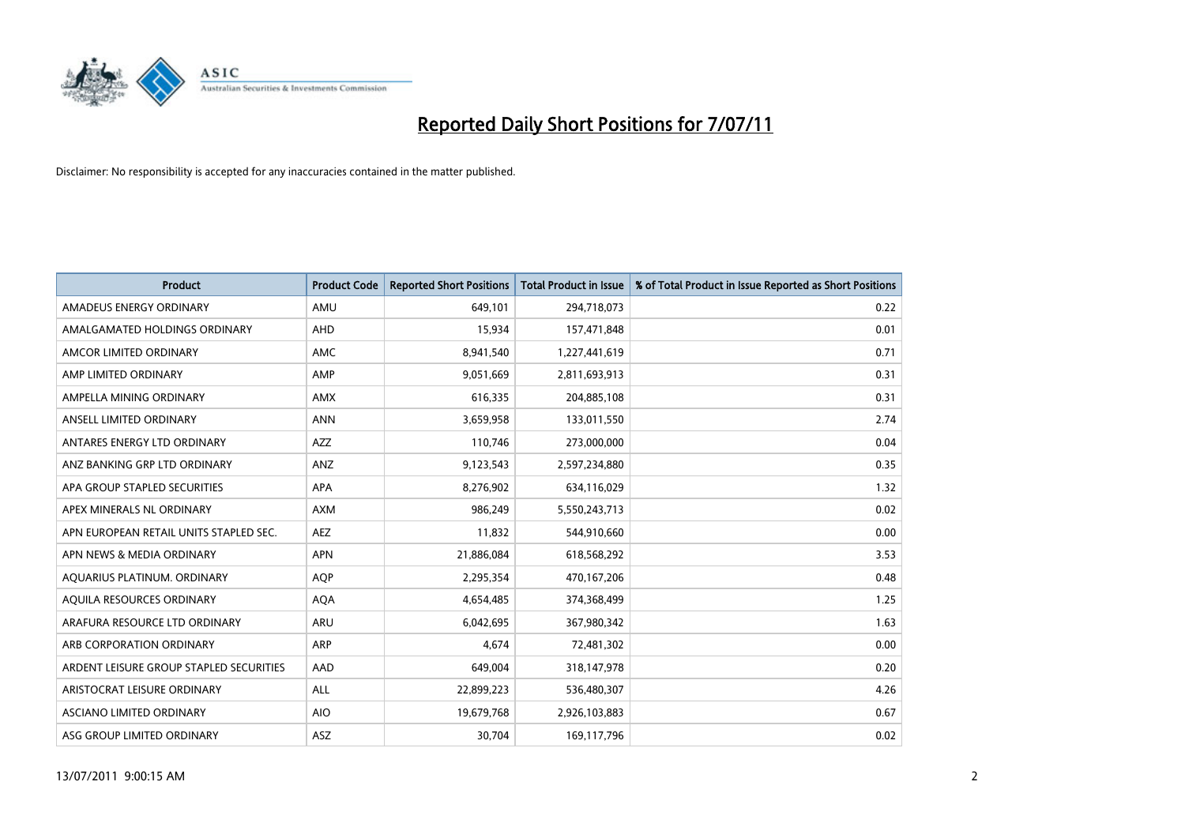# Reported Daily Short Positions for 7/07/11

Disclaimer: No responsibility is accepted for any inaccuracies contained in the matter published.

| Product | Product Code | Reported Short Positions | Total Product in Issue | % of Total Product in Issue Reported as Short Positions |
|---|---|---|---|---|
| AMADEUS ENERGY ORDINARY | AMU | 649,101 | 294,718,073 | 0.22 |
| AMALGAMATED HOLDINGS ORDINARY | AHD | 15,934 | 157,471,848 | 0.01 |
| AMCOR LIMITED ORDINARY | AMC | 8,941,540 | 1,227,441,619 | 0.71 |
| AMP LIMITED ORDINARY | AMP | 9,051,669 | 2,811,693,913 | 0.31 |
| AMPELLA MINING ORDINARY | AMX | 616,335 | 204,885,108 | 0.31 |
| ANSELL LIMITED ORDINARY | ANN | 3,659,958 | 133,011,550 | 2.74 |
| ANTARES ENERGY LTD ORDINARY | AZZ | 110,746 | 273,000,000 | 0.04 |
| ANZ BANKING GRP LTD ORDINARY | ANZ | 9,123,543 | 2,597,234,880 | 0.35 |
| APA GROUP STAPLED SECURITIES | APA | 8,276,902 | 634,116,029 | 1.32 |
| APEX MINERALS NL ORDINARY | AXM | 986,249 | 5,550,243,713 | 0.02 |
| APN EUROPEAN RETAIL UNITS STAPLED SEC. | AEZ | 11,832 | 544,910,660 | 0.00 |
| APN NEWS & MEDIA ORDINARY | APN | 21,886,084 | 618,568,292 | 3.53 |
| AQUARIUS PLATINUM. ORDINARY | AQP | 2,295,354 | 470,167,206 | 0.48 |
| AQUILA RESOURCES ORDINARY | AQA | 4,654,485 | 374,368,499 | 1.25 |
| ARAFURA RESOURCE LTD ORDINARY | ARU | 6,042,695 | 367,980,342 | 1.63 |
| ARB CORPORATION ORDINARY | ARP | 4,674 | 72,481,302 | 0.00 |
| ARDENT LEISURE GROUP STAPLED SECURITIES | AAD | 649,004 | 318,147,978 | 0.20 |
| ARISTOCRAT LEISURE ORDINARY | ALL | 22,899,223 | 536,480,307 | 4.26 |
| ASCIANO LIMITED ORDINARY | AIO | 19,679,768 | 2,926,103,883 | 0.67 |
| ASG GROUP LIMITED ORDINARY | ASZ | 30,704 | 169,117,796 | 0.02 |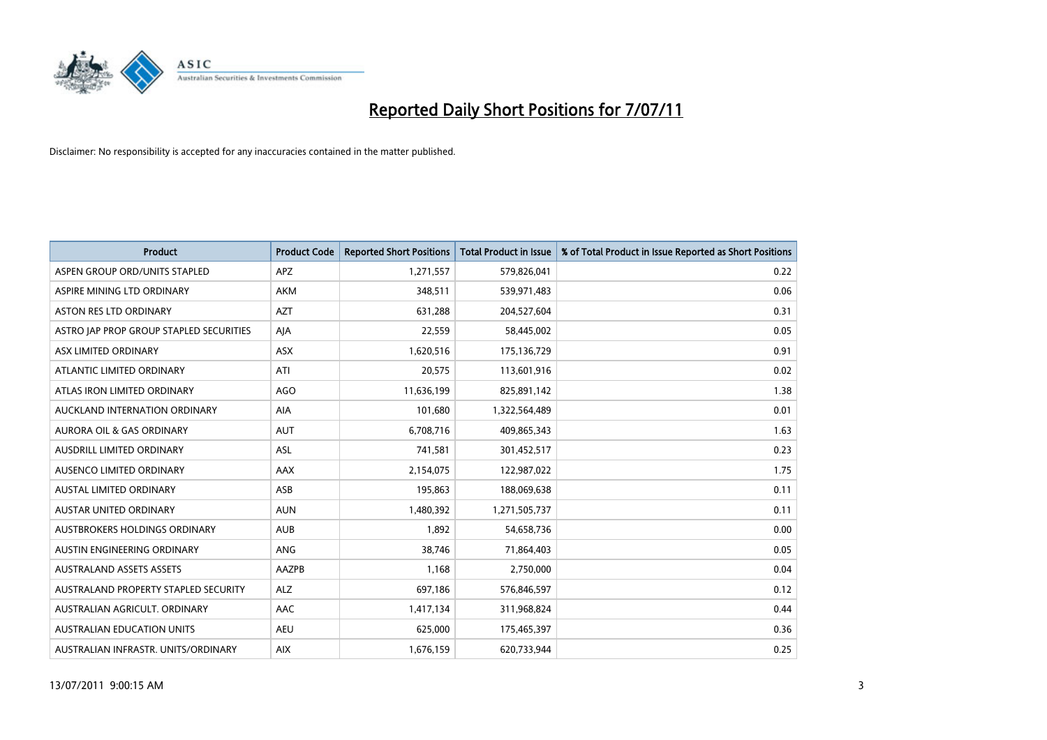# Reported Daily Short Positions for 7/07/11

Disclaimer: No responsibility is accepted for any inaccuracies contained in the matter published.

| Product | Product Code | Reported Short Positions | Total Product in Issue | % of Total Product in Issue Reported as Short Positions |
|---|---|---|---|---|
| ASPEN GROUP ORD/UNITS STAPLED | APZ | 1,271,557 | 579,826,041 | 0.22 |
| ASPIRE MINING LTD ORDINARY | AKM | 348,511 | 539,971,483 | 0.06 |
| ASTON RES LTD ORDINARY | AZT | 631,288 | 204,527,604 | 0.31 |
| ASTRO JAP PROP GROUP STAPLED SECURITIES | AJA | 22,559 | 58,445,002 | 0.05 |
| ASX LIMITED ORDINARY | ASX | 1,620,516 | 175,136,729 | 0.91 |
| ATLANTIC LIMITED ORDINARY | ATI | 20,575 | 113,601,916 | 0.02 |
| ATLAS IRON LIMITED ORDINARY | AGO | 11,636,199 | 825,891,142 | 1.38 |
| AUCKLAND INTERNATION ORDINARY | AIA | 101,680 | 1,322,564,489 | 0.01 |
| AURORA OIL & GAS ORDINARY | AUT | 6,708,716 | 409,865,343 | 1.63 |
| AUSDRILL LIMITED ORDINARY | ASL | 741,581 | 301,452,517 | 0.23 |
| AUSENCO LIMITED ORDINARY | AAX | 2,154,075 | 122,987,022 | 1.75 |
| AUSTAL LIMITED ORDINARY | ASB | 195,863 | 188,069,638 | 0.11 |
| AUSTAR UNITED ORDINARY | AUN | 1,480,392 | 1,271,505,737 | 0.11 |
| AUSTBROKERS HOLDINGS ORDINARY | AUB | 1,892 | 54,658,736 | 0.00 |
| AUSTIN ENGINEERING ORDINARY | ANG | 38,746 | 71,864,403 | 0.05 |
| AUSTRALAND ASSETS ASSETS | AAZPB | 1,168 | 2,750,000 | 0.04 |
| AUSTRALAND PROPERTY STAPLED SECURITY | ALZ | 697,186 | 576,846,597 | 0.12 |
| AUSTRALIAN AGRICULT. ORDINARY | AAC | 1,417,134 | 311,968,824 | 0.44 |
| AUSTRALIAN EDUCATION UNITS | AEU | 625,000 | 175,465,397 | 0.36 |
| AUSTRALIAN INFRASTR. UNITS/ORDINARY | AIX | 1,676,159 | 620,733,944 | 0.25 |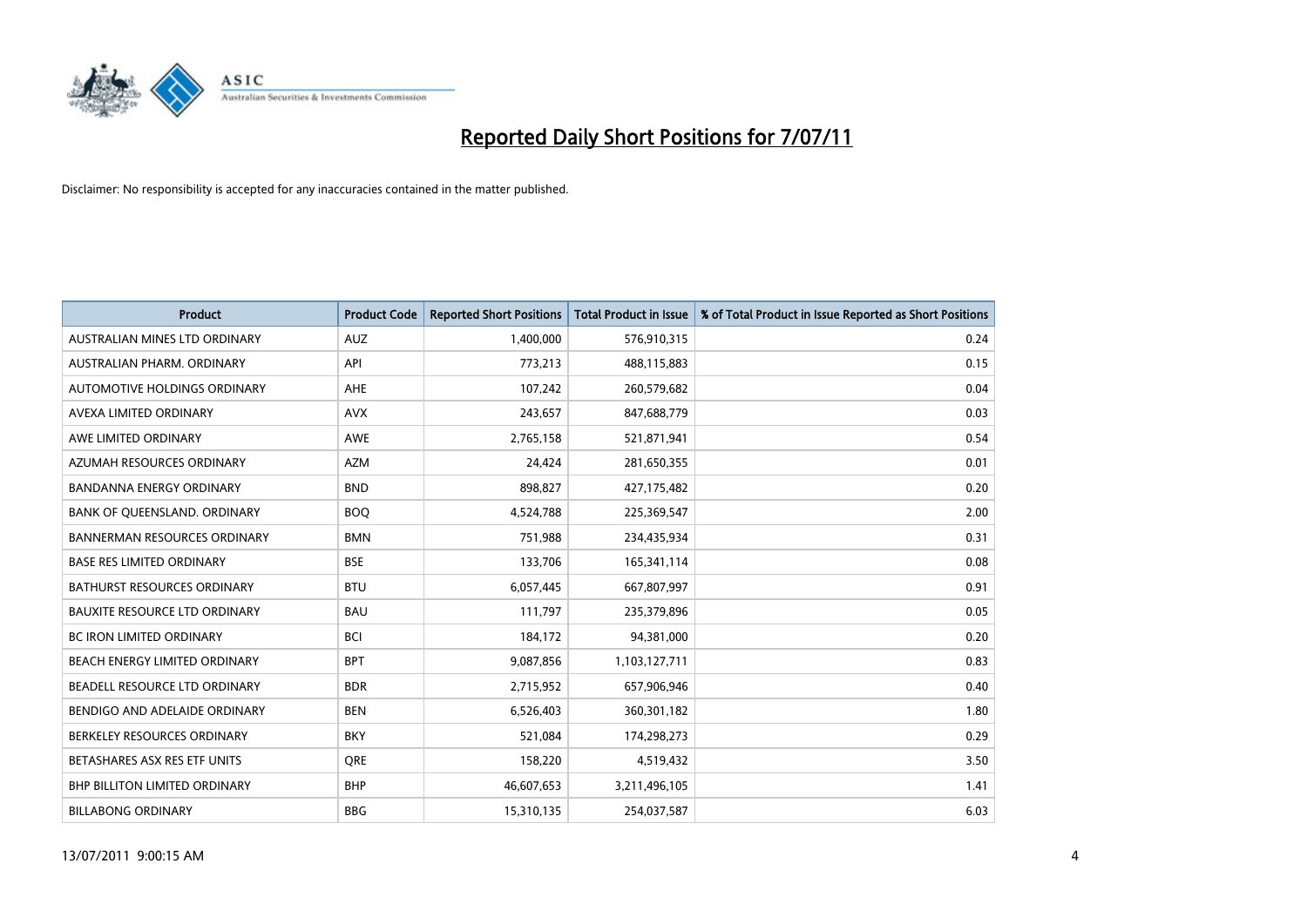# Reported Daily Short Positions for 7/07/11

Disclaimer: No responsibility is accepted for any inaccuracies contained in the matter published.

| Product | Product Code | Reported Short Positions | Total Product in Issue | % of Total Product in Issue Reported as Short Positions |
|---|---|---|---|---|
| AUSTRALIAN MINES LTD ORDINARY | AUZ | 1,400,000 | 576,910,315 | 0.24 |
| AUSTRALIAN PHARM. ORDINARY | API | 773,213 | 488,115,883 | 0.15 |
| AUTOMOTIVE HOLDINGS ORDINARY | AHE | 107,242 | 260,579,682 | 0.04 |
| AVEXA LIMITED ORDINARY | AVX | 243,657 | 847,688,779 | 0.03 |
| AWE LIMITED ORDINARY | AWE | 2,765,158 | 521,871,941 | 0.54 |
| AZUMAH RESOURCES ORDINARY | AZM | 24,424 | 281,650,355 | 0.01 |
| BANDANNA ENERGY ORDINARY | BND | 898,827 | 427,175,482 | 0.20 |
| BANK OF QUEENSLAND. ORDINARY | BOQ | 4,524,788 | 225,369,547 | 2.00 |
| BANNERMAN RESOURCES ORDINARY | BMN | 751,988 | 234,435,934 | 0.31 |
| BASE RES LIMITED ORDINARY | BSE | 133,706 | 165,341,114 | 0.08 |
| BATHURST RESOURCES ORDINARY | BTU | 6,057,445 | 667,807,997 | 0.91 |
| BAUXITE RESOURCE LTD ORDINARY | BAU | 111,797 | 235,379,896 | 0.05 |
| BC IRON LIMITED ORDINARY | BCI | 184,172 | 94,381,000 | 0.20 |
| BEACH ENERGY LIMITED ORDINARY | BPT | 9,087,856 | 1,103,127,711 | 0.83 |
| BEADELL RESOURCE LTD ORDINARY | BDR | 2,715,952 | 657,906,946 | 0.40 |
| BENDIGO AND ADELAIDE ORDINARY | BEN | 6,526,403 | 360,301,182 | 1.80 |
| BERKELEY RESOURCES ORDINARY | BKY | 521,084 | 174,298,273 | 0.29 |
| BETASHARES ASX RES ETF UNITS | QRE | 158,220 | 4,519,432 | 3.50 |
| BHP BILLITON LIMITED ORDINARY | BHP | 46,607,653 | 3,211,496,105 | 1.41 |
| BILLABONG ORDINARY | BBG | 15,310,135 | 254,037,587 | 6.03 |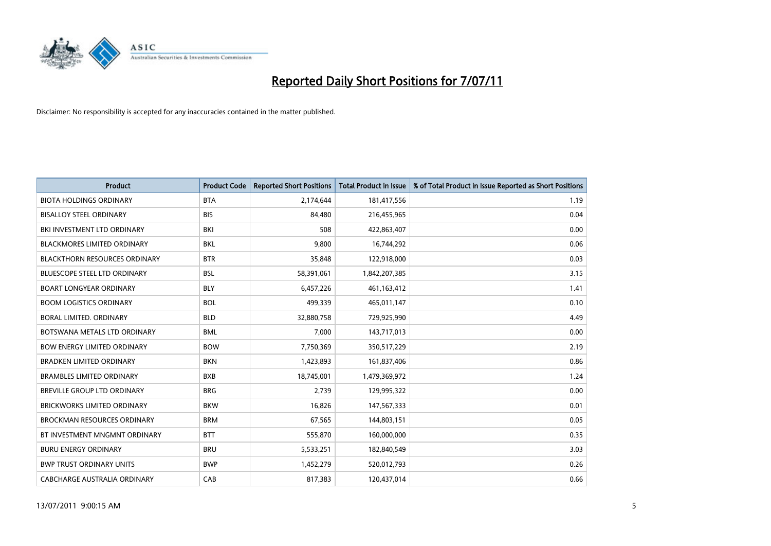# Reported Daily Short Positions for 7/07/11

Disclaimer: No responsibility is accepted for any inaccuracies contained in the matter published.

| Product | Product Code | Reported Short Positions | Total Product in Issue | % of Total Product in Issue Reported as Short Positions |
|---|---|---|---|---|
| BIOTA HOLDINGS ORDINARY | BTA | 2,174,644 | 181,417,556 | 1.19 |
| BISALLOY STEEL ORDINARY | BIS | 84,480 | 216,455,965 | 0.04 |
| BKI INVESTMENT LTD ORDINARY | BKI | 508 | 422,863,407 | 0.00 |
| BLACKMORES LIMITED ORDINARY | BKL | 9,800 | 16,744,292 | 0.06 |
| BLACKTHORN RESOURCES ORDINARY | BTR | 35,848 | 122,918,000 | 0.03 |
| BLUESCOPE STEEL LTD ORDINARY | BSL | 58,391,061 | 1,842,207,385 | 3.15 |
| BOART LONGYEAR ORDINARY | BLY | 6,457,226 | 461,163,412 | 1.41 |
| BOOM LOGISTICS ORDINARY | BOL | 499,339 | 465,011,147 | 0.10 |
| BORAL LIMITED. ORDINARY | BLD | 32,880,758 | 729,925,990 | 4.49 |
| BOTSWANA METALS LTD ORDINARY | BML | 7,000 | 143,717,013 | 0.00 |
| BOW ENERGY LIMITED ORDINARY | BOW | 7,750,369 | 350,517,229 | 2.19 |
| BRADKEN LIMITED ORDINARY | BKN | 1,423,893 | 161,837,406 | 0.86 |
| BRAMBLES LIMITED ORDINARY | BXB | 18,745,001 | 1,479,369,972 | 1.24 |
| BREVILLE GROUP LTD ORDINARY | BRG | 2,739 | 129,995,322 | 0.00 |
| BRICKWORKS LIMITED ORDINARY | BKW | 16,826 | 147,567,333 | 0.01 |
| BROCKMAN RESOURCES ORDINARY | BRM | 67,565 | 144,803,151 | 0.05 |
| BT INVESTMENT MNGMNT ORDINARY | BTT | 555,870 | 160,000,000 | 0.35 |
| BURU ENERGY ORDINARY | BRU | 5,533,251 | 182,840,549 | 3.03 |
| BWP TRUST ORDINARY UNITS | BWP | 1,452,279 | 520,012,793 | 0.26 |
| CABCHARGE AUSTRALIA ORDINARY | CAB | 817,383 | 120,437,014 | 0.66 |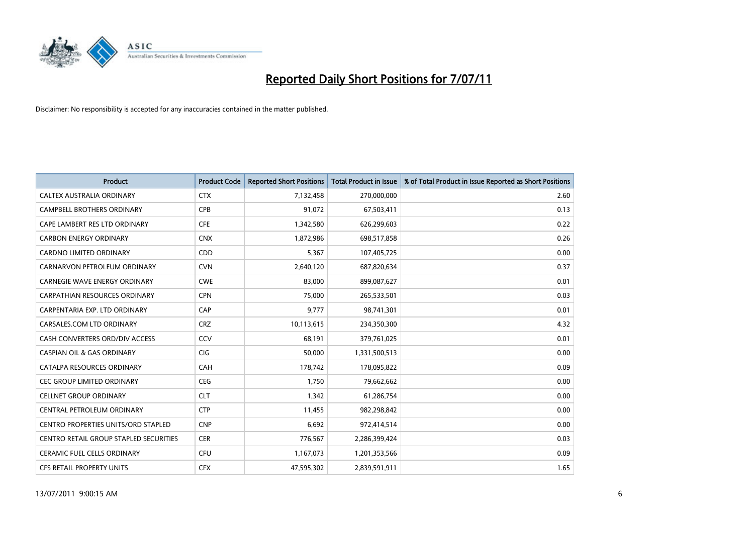# Reported Daily Short Positions for 7/07/11

Disclaimer: No responsibility is accepted for any inaccuracies contained in the matter published.

| Product | Product Code | Reported Short Positions | Total Product in Issue | % of Total Product in Issue Reported as Short Positions |
|---|---|---|---|---|
| CALTEX AUSTRALIA ORDINARY | CTX | 7,132,458 | 270,000,000 | 2.60 |
| CAMPBELL BROTHERS ORDINARY | CPB | 91,072 | 67,503,411 | 0.13 |
| CAPE LAMBERT RES LTD ORDINARY | CFE | 1,342,580 | 626,299,603 | 0.22 |
| CARBON ENERGY ORDINARY | CNX | 1,872,986 | 698,517,858 | 0.26 |
| CARDNO LIMITED ORDINARY | CDD | 5,367 | 107,405,725 | 0.00 |
| CARNARVON PETROLEUM ORDINARY | CVN | 2,640,120 | 687,820,634 | 0.37 |
| CARNEGIE WAVE ENERGY ORDINARY | CWE | 83,000 | 899,087,627 | 0.01 |
| CARPATHIAN RESOURCES ORDINARY | CPN | 75,000 | 265,533,501 | 0.03 |
| CARPENTARIA EXP. LTD ORDINARY | CAP | 9,777 | 98,741,301 | 0.01 |
| CARSALES.COM LTD ORDINARY | CRZ | 10,113,615 | 234,350,300 | 4.32 |
| CASH CONVERTERS ORD/DIV ACCESS | CCV | 68,191 | 379,761,025 | 0.01 |
| CASPIAN OIL & GAS ORDINARY | CIG | 50,000 | 1,331,500,513 | 0.00 |
| CATALPA RESOURCES ORDINARY | CAH | 178,742 | 178,095,822 | 0.09 |
| CEC GROUP LIMITED ORDINARY | CEG | 1,750 | 79,662,662 | 0.00 |
| CELLNET GROUP ORDINARY | CLT | 1,342 | 61,286,754 | 0.00 |
| CENTRAL PETROLEUM ORDINARY | CTP | 11,455 | 982,298,842 | 0.00 |
| CENTRO PROPERTIES UNITS/ORD STAPLED | CNP | 6,692 | 972,414,514 | 0.00 |
| CENTRO RETAIL GROUP STAPLED SECURITIES | CER | 776,567 | 2,286,399,424 | 0.03 |
| CERAMIC FUEL CELLS ORDINARY | CFU | 1,167,073 | 1,201,353,566 | 0.09 |
| CFS RETAIL PROPERTY UNITS | CFX | 47,595,302 | 2,839,591,911 | 1.65 |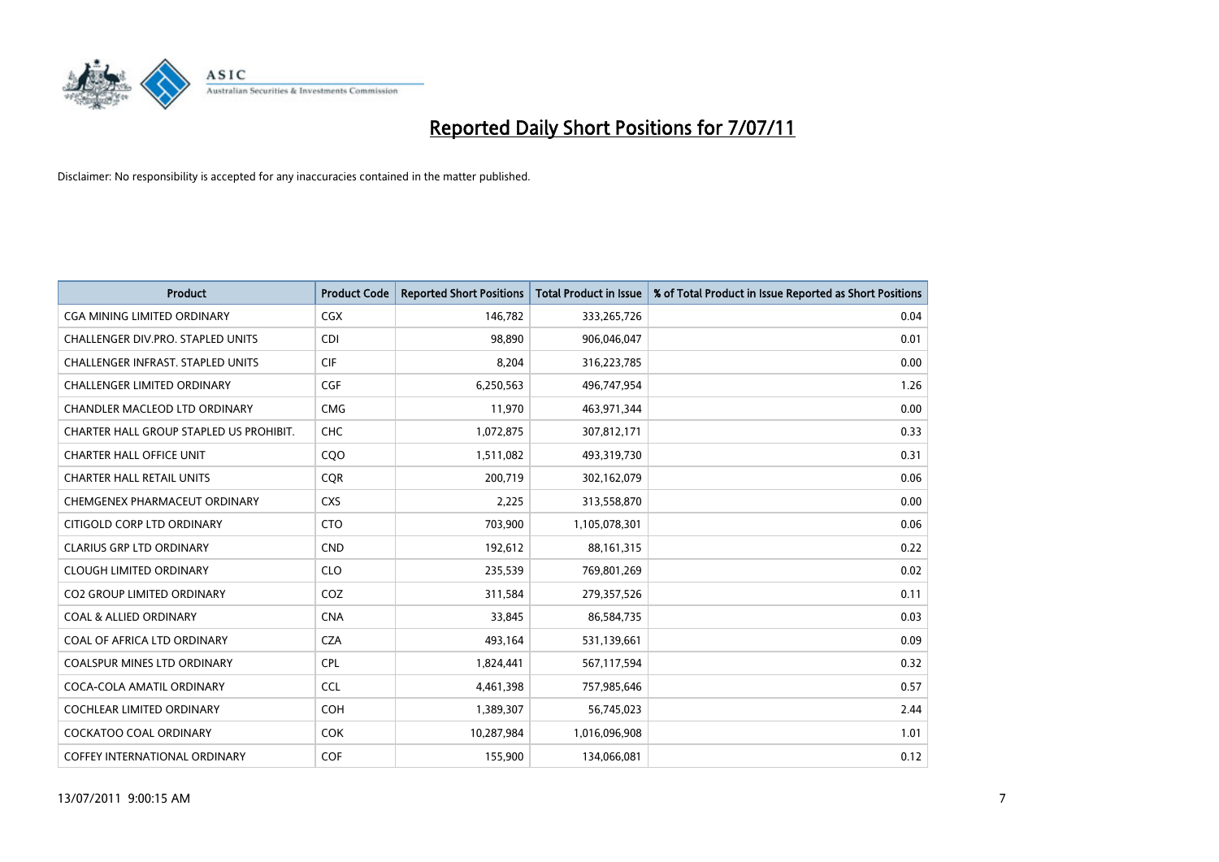# Reported Daily Short Positions for 7/07/11

Disclaimer: No responsibility is accepted for any inaccuracies contained in the matter published.

| Product | Product Code | Reported Short Positions | Total Product in Issue | % of Total Product in Issue Reported as Short Positions |
|---|---|---|---|---|
| CGA MINING LIMITED ORDINARY | CGX | 146,782 | 333,265,726 | 0.04 |
| CHALLENGER DIV.PRO. STAPLED UNITS | CDI | 98,890 | 906,046,047 | 0.01 |
| CHALLENGER INFRAST. STAPLED UNITS | CIF | 8,204 | 316,223,785 | 0.00 |
| CHALLENGER LIMITED ORDINARY | CGF | 6,250,563 | 496,747,954 | 1.26 |
| CHANDLER MACLEOD LTD ORDINARY | CMG | 11,970 | 463,971,344 | 0.00 |
| CHARTER HALL GROUP STAPLED US PROHIBIT. | CHC | 1,072,875 | 307,812,171 | 0.33 |
| CHARTER HALL OFFICE UNIT | CQO | 1,511,082 | 493,319,730 | 0.31 |
| CHARTER HALL RETAIL UNITS | CQR | 200,719 | 302,162,079 | 0.06 |
| CHEMGENEX PHARMACEUT ORDINARY | CXS | 2,225 | 313,558,870 | 0.00 |
| CITIGOLD CORP LTD ORDINARY | CTO | 703,900 | 1,105,078,301 | 0.06 |
| CLARIUS GRP LTD ORDINARY | CND | 192,612 | 88,161,315 | 0.22 |
| CLOUGH LIMITED ORDINARY | CLO | 235,539 | 769,801,269 | 0.02 |
| CO2 GROUP LIMITED ORDINARY | COZ | 311,584 | 279,357,526 | 0.11 |
| COAL & ALLIED ORDINARY | CNA | 33,845 | 86,584,735 | 0.03 |
| COAL OF AFRICA LTD ORDINARY | CZA | 493,164 | 531,139,661 | 0.09 |
| COALSPUR MINES LTD ORDINARY | CPL | 1,824,441 | 567,117,594 | 0.32 |
| COCA-COLA AMATIL ORDINARY | CCL | 4,461,398 | 757,985,646 | 0.57 |
| COCHLEAR LIMITED ORDINARY | COH | 1,389,307 | 56,745,023 | 2.44 |
| COCKATOO COAL ORDINARY | COK | 10,287,984 | 1,016,096,908 | 1.01 |
| COFFEY INTERNATIONAL ORDINARY | COF | 155,900 | 134,066,081 | 0.12 |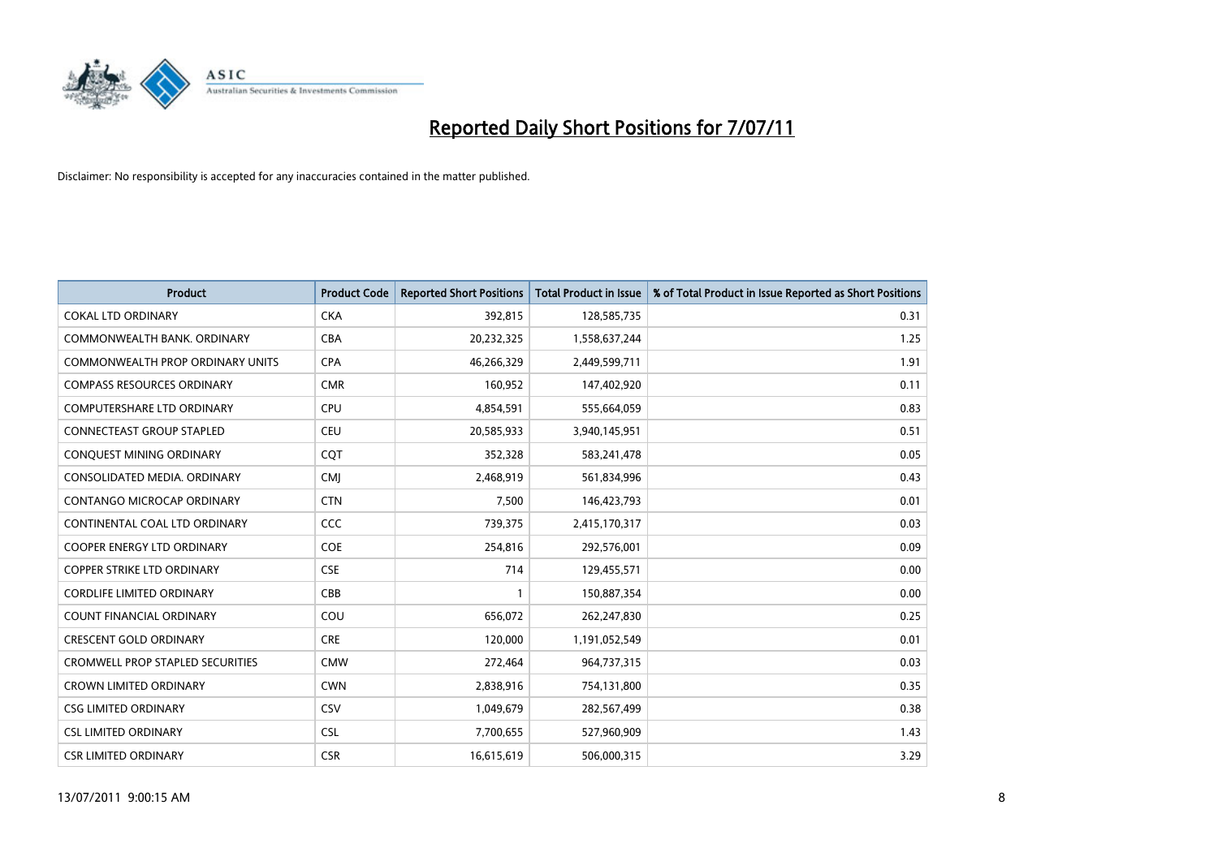# Reported Daily Short Positions for 7/07/11

Disclaimer: No responsibility is accepted for any inaccuracies contained in the matter published.

| Product | Product Code | Reported Short Positions | Total Product in Issue | % of Total Product in Issue Reported as Short Positions |
|---|---|---|---|---|
| COKAL LTD ORDINARY | CKA | 392,815 | 128,585,735 | 0.31 |
| COMMONWEALTH BANK. ORDINARY | CBA | 20,232,325 | 1,558,637,244 | 1.25 |
| COMMONWEALTH PROP ORDINARY UNITS | CPA | 46,266,329 | 2,449,599,711 | 1.91 |
| COMPASS RESOURCES ORDINARY | CMR | 160,952 | 147,402,920 | 0.11 |
| COMPUTERSHARE LTD ORDINARY | CPU | 4,854,591 | 555,664,059 | 0.83 |
| CONNECTEAST GROUP STAPLED | CEU | 20,585,933 | 3,940,145,951 | 0.51 |
| CONQUEST MINING ORDINARY | CQT | 352,328 | 583,241,478 | 0.05 |
| CONSOLIDATED MEDIA. ORDINARY | CMJ | 2,468,919 | 561,834,996 | 0.43 |
| CONTANGO MICROCAP ORDINARY | CTN | 7,500 | 146,423,793 | 0.01 |
| CONTINENTAL COAL LTD ORDINARY | CCC | 739,375 | 2,415,170,317 | 0.03 |
| COOPER ENERGY LTD ORDINARY | COE | 254,816 | 292,576,001 | 0.09 |
| COPPER STRIKE LTD ORDINARY | CSE | 714 | 129,455,571 | 0.00 |
| CORDLIFE LIMITED ORDINARY | CBB | 1 | 150,887,354 | 0.00 |
| COUNT FINANCIAL ORDINARY | COU | 656,072 | 262,247,830 | 0.25 |
| CRESCENT GOLD ORDINARY | CRE | 120,000 | 1,191,052,549 | 0.01 |
| CROMWELL PROP STAPLED SECURITIES | CMW | 272,464 | 964,737,315 | 0.03 |
| CROWN LIMITED ORDINARY | CWN | 2,838,916 | 754,131,800 | 0.35 |
| CSG LIMITED ORDINARY | CSV | 1,049,679 | 282,567,499 | 0.38 |
| CSL LIMITED ORDINARY | CSL | 7,700,655 | 527,960,909 | 1.43 |
| CSR LIMITED ORDINARY | CSR | 16,615,619 | 506,000,315 | 3.29 |

13/07/2011 9:00:15 AM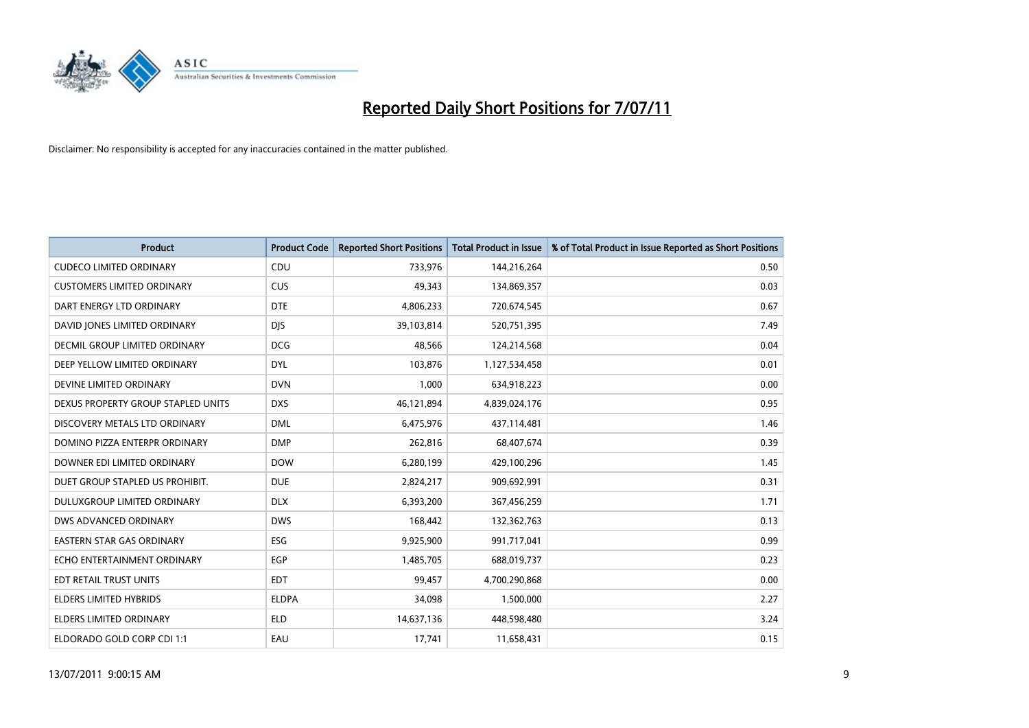# Reported Daily Short Positions for 7/07/11

Disclaimer: No responsibility is accepted for any inaccuracies contained in the matter published.

| Product | Product Code | Reported Short Positions | Total Product in Issue | % of Total Product in Issue Reported as Short Positions |
|---|---|---|---|---|
| CUDECO LIMITED ORDINARY | CDU | 733,976 | 144,216,264 | 0.50 |
| CUSTOMERS LIMITED ORDINARY | CUS | 49,343 | 134,869,357 | 0.03 |
| DART ENERGY LTD ORDINARY | DTE | 4,806,233 | 720,674,545 | 0.67 |
| DAVID JONES LIMITED ORDINARY | DJS | 39,103,814 | 520,751,395 | 7.49 |
| DECMIL GROUP LIMITED ORDINARY | DCG | 48,566 | 124,214,568 | 0.04 |
| DEEP YELLOW LIMITED ORDINARY | DYL | 103,876 | 1,127,534,458 | 0.01 |
| DEVINE LIMITED ORDINARY | DVN | 1,000 | 634,918,223 | 0.00 |
| DEXUS PROPERTY GROUP STAPLED UNITS | DXS | 46,121,894 | 4,839,024,176 | 0.95 |
| DISCOVERY METALS LTD ORDINARY | DML | 6,475,976 | 437,114,481 | 1.46 |
| DOMINO PIZZA ENTERPR ORDINARY | DMP | 262,816 | 68,407,674 | 0.39 |
| DOWNER EDI LIMITED ORDINARY | DOW | 6,280,199 | 429,100,296 | 1.45 |
| DUET GROUP STAPLED US PROHIBIT. | DUE | 2,824,217 | 909,692,991 | 0.31 |
| DULUXGROUP LIMITED ORDINARY | DLX | 6,393,200 | 367,456,259 | 1.71 |
| DWS ADVANCED ORDINARY | DWS | 168,442 | 132,362,763 | 0.13 |
| EASTERN STAR GAS ORDINARY | ESG | 9,925,900 | 991,717,041 | 0.99 |
| ECHO ENTERTAINMENT ORDINARY | EGP | 1,485,705 | 688,019,737 | 0.23 |
| EDT RETAIL TRUST UNITS | EDT | 99,457 | 4,700,290,868 | 0.00 |
| ELDERS LIMITED HYBRIDS | ELDPA | 34,098 | 1,500,000 | 2.27 |
| ELDERS LIMITED ORDINARY | ELD | 14,637,136 | 448,598,480 | 3.24 |
| ELDORADO GOLD CORP CDI 1:1 | EAU | 17,741 | 11,658,431 | 0.15 |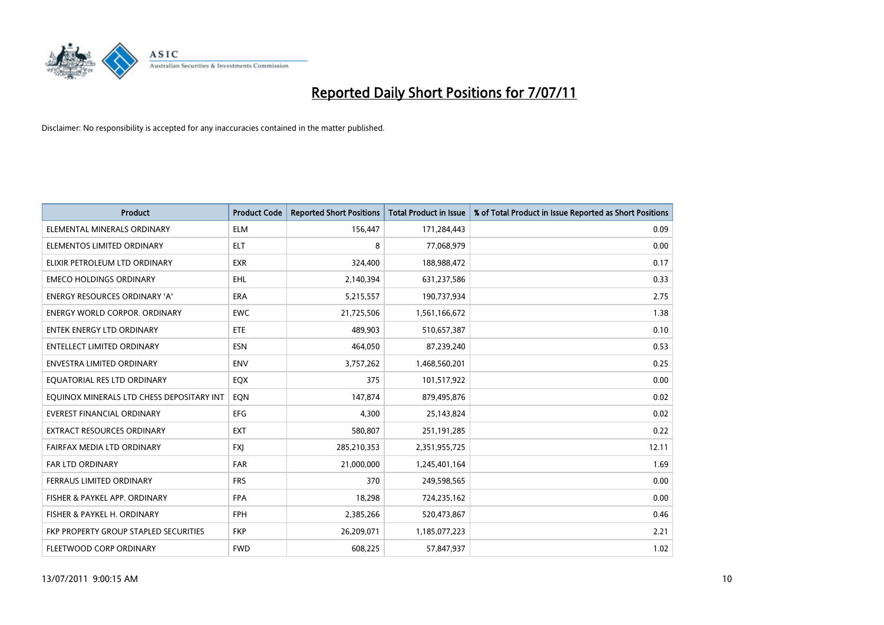# Reported Daily Short Positions for 7/07/11

Disclaimer: No responsibility is accepted for any inaccuracies contained in the matter published.

| Product | Product Code | Reported Short Positions | Total Product in Issue | % of Total Product in Issue Reported as Short Positions |
|---|---|---|---|---|
| ELEMENTAL MINERALS ORDINARY | ELM | 156,447 | 171,284,443 | 0.09 |
| ELEMENTOS LIMITED ORDINARY | ELT | 8 | 77,068,979 | 0.00 |
| ELIXIR PETROLEUM LTD ORDINARY | EXR | 324,400 | 188,988,472 | 0.17 |
| EMECO HOLDINGS ORDINARY | EHL | 2,140,394 | 631,237,586 | 0.33 |
| ENERGY RESOURCES ORDINARY 'A' | ERA | 5,215,557 | 190,737,934 | 2.75 |
| ENERGY WORLD CORPOR. ORDINARY | EWC | 21,725,506 | 1,561,166,672 | 1.38 |
| ENTEK ENERGY LTD ORDINARY | ETE | 489,903 | 510,657,387 | 0.10 |
| ENTELLECT LIMITED ORDINARY | ESN | 464,050 | 87,239,240 | 0.53 |
| ENVESTRA LIMITED ORDINARY | ENV | 3,757,262 | 1,468,560,201 | 0.25 |
| EQUATORIAL RES LTD ORDINARY | EQX | 375 | 101,517,922 | 0.00 |
| EQUINOX MINERALS LTD CHESS DEPOSITARY INT | EQN | 147,874 | 879,495,876 | 0.02 |
| EVEREST FINANCIAL ORDINARY | EFG | 4,300 | 25,143,824 | 0.02 |
| EXTRACT RESOURCES ORDINARY | EXT | 580,807 | 251,191,285 | 0.22 |
| FAIRFAX MEDIA LTD ORDINARY | FXJ | 285,210,353 | 2,351,955,725 | 12.11 |
| FAR LTD ORDINARY | FAR | 21,000,000 | 1,245,401,164 | 1.69 |
| FERRAUS LIMITED ORDINARY | FRS | 370 | 249,598,565 | 0.00 |
| FISHER & PAYKEL APP. ORDINARY | FPA | 18,298 | 724,235,162 | 0.00 |
| FISHER & PAYKEL H. ORDINARY | FPH | 2,385,266 | 520,473,867 | 0.46 |
| FKP PROPERTY GROUP STAPLED SECURITIES | FKP | 26,209,071 | 1,185,077,223 | 2.21 |
| FLEETWOOD CORP ORDINARY | FWD | 608,225 | 57,847,937 | 1.02 |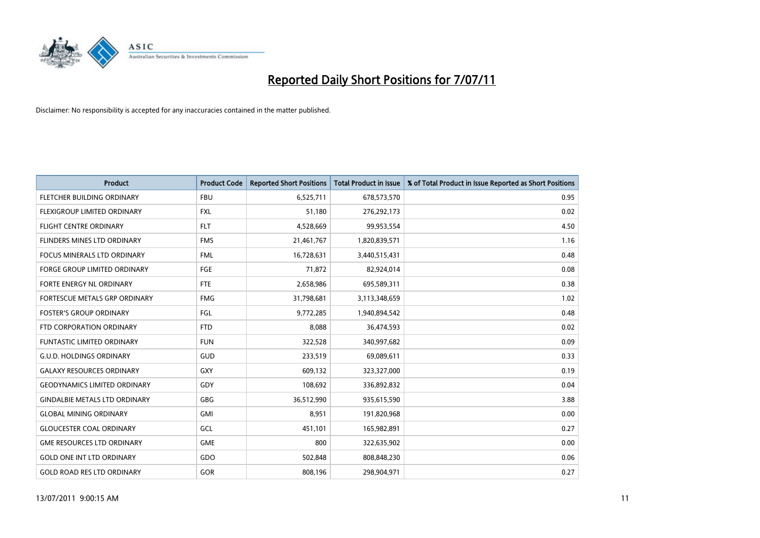# Reported Daily Short Positions for 7/07/11

Disclaimer: No responsibility is accepted for any inaccuracies contained in the matter published.

| Product | Product Code | Reported Short Positions | Total Product in Issue | % of Total Product in Issue Reported as Short Positions |
|---|---|---|---|---|
| FLETCHER BUILDING ORDINARY | FBU | 6,525,711 | 678,573,570 | 0.95 |
| FLEXIGROUP LIMITED ORDINARY | FXL | 51,180 | 276,292,173 | 0.02 |
| FLIGHT CENTRE ORDINARY | FLT | 4,528,669 | 99,953,554 | 4.50 |
| FLINDERS MINES LTD ORDINARY | FMS | 21,461,767 | 1,820,839,571 | 1.16 |
| FOCUS MINERALS LTD ORDINARY | FML | 16,728,631 | 3,440,515,431 | 0.48 |
| FORGE GROUP LIMITED ORDINARY | FGE | 71,872 | 82,924,014 | 0.08 |
| FORTE ENERGY NL ORDINARY | FTE | 2,658,986 | 695,589,311 | 0.38 |
| FORTESCUE METALS GRP ORDINARY | FMG | 31,798,681 | 3,113,348,659 | 1.02 |
| FOSTER'S GROUP ORDINARY | FGL | 9,772,285 | 1,940,894,542 | 0.48 |
| FTD CORPORATION ORDINARY | FTD | 8,088 | 36,474,593 | 0.02 |
| FUNTASTIC LIMITED ORDINARY | FUN | 322,528 | 340,997,682 | 0.09 |
| G.U.D. HOLDINGS ORDINARY | GUD | 233,519 | 69,089,611 | 0.33 |
| GALAXY RESOURCES ORDINARY | GXY | 609,132 | 323,327,000 | 0.19 |
| GEODYNAMICS LIMITED ORDINARY | GDY | 108,692 | 336,892,832 | 0.04 |
| GINDALBIE METALS LTD ORDINARY | GBG | 36,512,990 | 935,615,590 | 3.88 |
| GLOBAL MINING ORDINARY | GMI | 8,951 | 191,820,968 | 0.00 |
| GLOUCESTER COAL ORDINARY | GCL | 451,101 | 165,982,891 | 0.27 |
| GME RESOURCES LTD ORDINARY | GME | 800 | 322,635,902 | 0.00 |
| GOLD ONE INT LTD ORDINARY | GDO | 502,848 | 808,848,230 | 0.06 |
| GOLD ROAD RES LTD ORDINARY | GOR | 808,196 | 298,904,971 | 0.27 |

13/07/2011 9:00:15 AM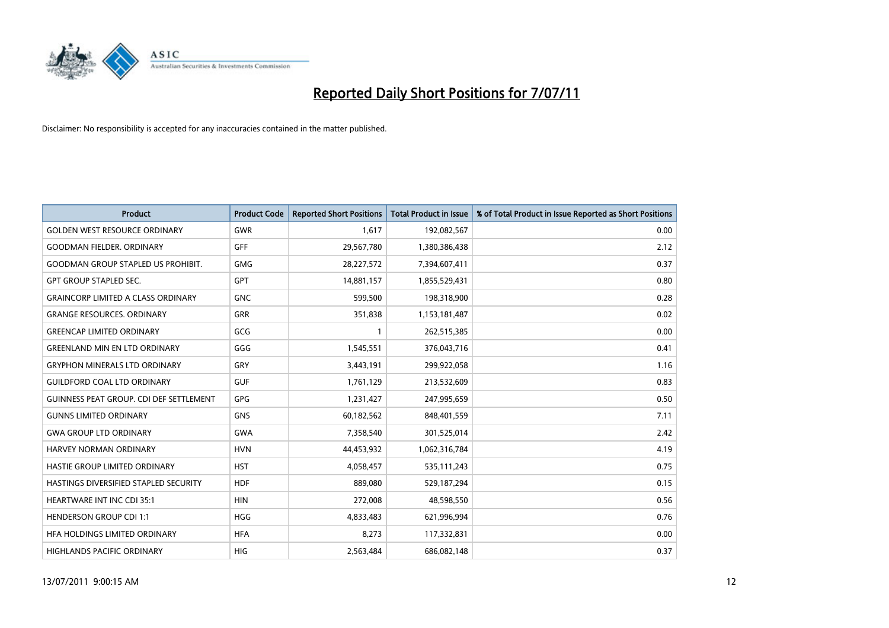# Reported Daily Short Positions for 7/07/11

Disclaimer: No responsibility is accepted for any inaccuracies contained in the matter published.

| Product | Product Code | Reported Short Positions | Total Product in Issue | % of Total Product in Issue Reported as Short Positions |
|---|---|---|---|---|
| GOLDEN WEST RESOURCE ORDINARY | GWR | 1,617 | 192,082,567 | 0.00 |
| GOODMAN FIELDER. ORDINARY | GFF | 29,567,780 | 1,380,386,438 | 2.12 |
| GOODMAN GROUP STAPLED US PROHIBIT. | GMG | 28,227,572 | 7,394,607,411 | 0.37 |
| GPT GROUP STAPLED SEC. | GPT | 14,881,157 | 1,855,529,431 | 0.80 |
| GRAINCORP LIMITED A CLASS ORDINARY | GNC | 599,500 | 198,318,900 | 0.28 |
| GRANGE RESOURCES. ORDINARY | GRR | 351,838 | 1,153,181,487 | 0.02 |
| GREENCAP LIMITED ORDINARY | GCG | 1 | 262,515,385 | 0.00 |
| GREENLAND MIN EN LTD ORDINARY | GGG | 1,545,551 | 376,043,716 | 0.41 |
| GRYPHON MINERALS LTD ORDINARY | GRY | 3,443,191 | 299,922,058 | 1.16 |
| GUILDFORD COAL LTD ORDINARY | GUF | 1,761,129 | 213,532,609 | 0.83 |
| GUINNESS PEAT GROUP. CDI DEF SETTLEMENT | GPG | 1,231,427 | 247,995,659 | 0.50 |
| GUNNS LIMITED ORDINARY | GNS | 60,182,562 | 848,401,559 | 7.11 |
| GWA GROUP LTD ORDINARY | GWA | 7,358,540 | 301,525,014 | 2.42 |
| HARVEY NORMAN ORDINARY | HVN | 44,453,932 | 1,062,316,784 | 4.19 |
| HASTIE GROUP LIMITED ORDINARY | HST | 4,058,457 | 535,111,243 | 0.75 |
| HASTINGS DIVERSIFIED STAPLED SECURITY | HDF | 889,080 | 529,187,294 | 0.15 |
| HEARTWARE INT INC CDI 35:1 | HIN | 272,008 | 48,598,550 | 0.56 |
| HENDERSON GROUP CDI 1:1 | HGG | 4,833,483 | 621,996,994 | 0.76 |
| HFA HOLDINGS LIMITED ORDINARY | HFA | 8,273 | 117,332,831 | 0.00 |
| HIGHLANDS PACIFIC ORDINARY | HIG | 2,563,484 | 686,082,148 | 0.37 |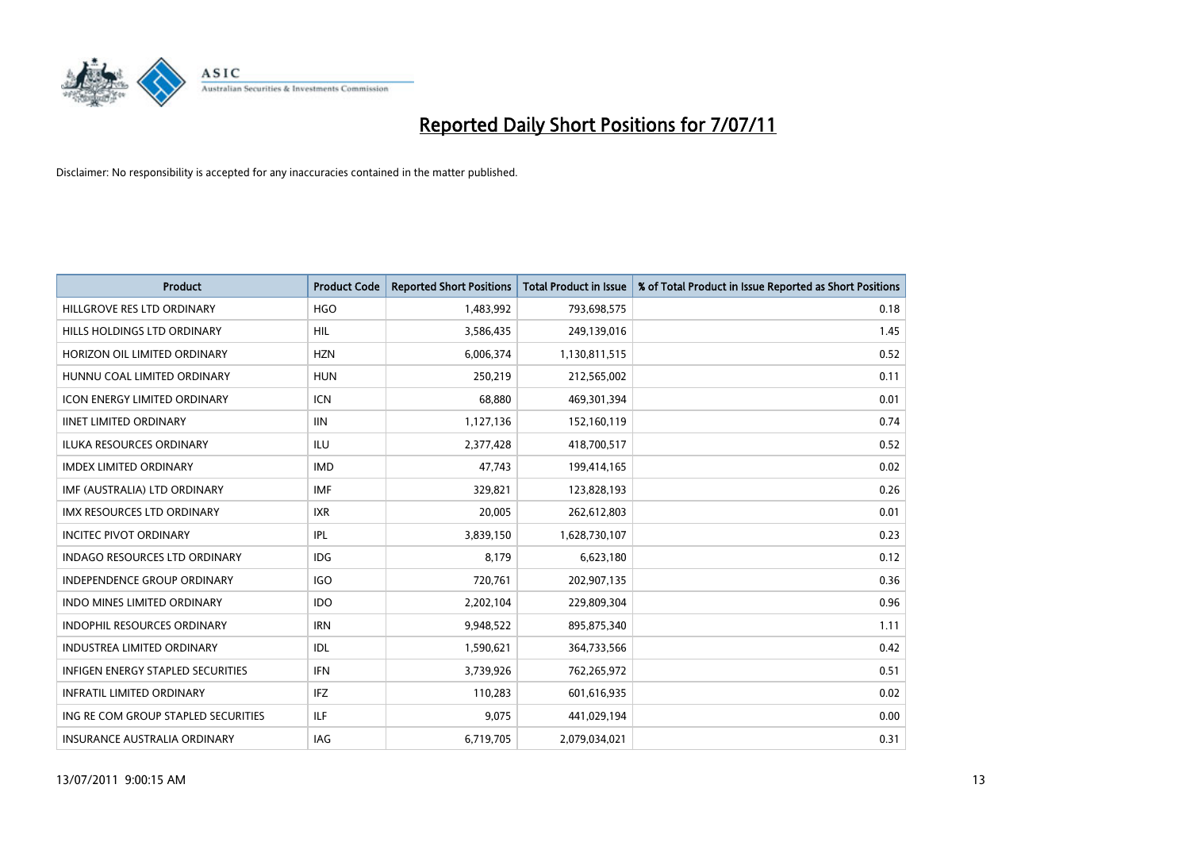# Reported Daily Short Positions for 7/07/11

Disclaimer: No responsibility is accepted for any inaccuracies contained in the matter published.

| Product | Product Code | Reported Short Positions | Total Product in Issue | % of Total Product in Issue Reported as Short Positions |
| --- | --- | --- | --- | --- |
| HILLGROVE RES LTD ORDINARY | HGO | 1,483,992 | 793,698,575 | 0.18 |
| HILLS HOLDINGS LTD ORDINARY | HIL | 3,586,435 | 249,139,016 | 1.45 |
| HORIZON OIL LIMITED ORDINARY | HZN | 6,006,374 | 1,130,811,515 | 0.52 |
| HUNNU COAL LIMITED ORDINARY | HUN | 250,219 | 212,565,002 | 0.11 |
| ICON ENERGY LIMITED ORDINARY | ICN | 68,880 | 469,301,394 | 0.01 |
| IINET LIMITED ORDINARY | IIN | 1,127,136 | 152,160,119 | 0.74 |
| ILUKA RESOURCES ORDINARY | ILU | 2,377,428 | 418,700,517 | 0.52 |
| IMDEX LIMITED ORDINARY | IMD | 47,743 | 199,414,165 | 0.02 |
| IMF (AUSTRALIA) LTD ORDINARY | IMF | 329,821 | 123,828,193 | 0.26 |
| IMX RESOURCES LTD ORDINARY | IXR | 20,005 | 262,612,803 | 0.01 |
| INCITEC PIVOT ORDINARY | IPL | 3,839,150 | 1,628,730,107 | 0.23 |
| INDAGO RESOURCES LTD ORDINARY | IDG | 8,179 | 6,623,180 | 0.12 |
| INDEPENDENCE GROUP ORDINARY | IGO | 720,761 | 202,907,135 | 0.36 |
| INDO MINES LIMITED ORDINARY | IDO | 2,202,104 | 229,809,304 | 0.96 |
| INDOPHIL RESOURCES ORDINARY | IRN | 9,948,522 | 895,875,340 | 1.11 |
| INDUSTREA LIMITED ORDINARY | IDL | 1,590,621 | 364,733,566 | 0.42 |
| INFIGEN ENERGY STAPLED SECURITIES | IFN | 3,739,926 | 762,265,972 | 0.51 |
| INFRATIL LIMITED ORDINARY | IFZ | 110,283 | 601,616,935 | 0.02 |
| ING RE COM GROUP STAPLED SECURITIES | ILF | 9,075 | 441,029,194 | 0.00 |
| INSURANCE AUSTRALIA ORDINARY | IAG | 6,719,705 | 2,079,034,021 | 0.31 |

13/07/2011 9:00:15 AM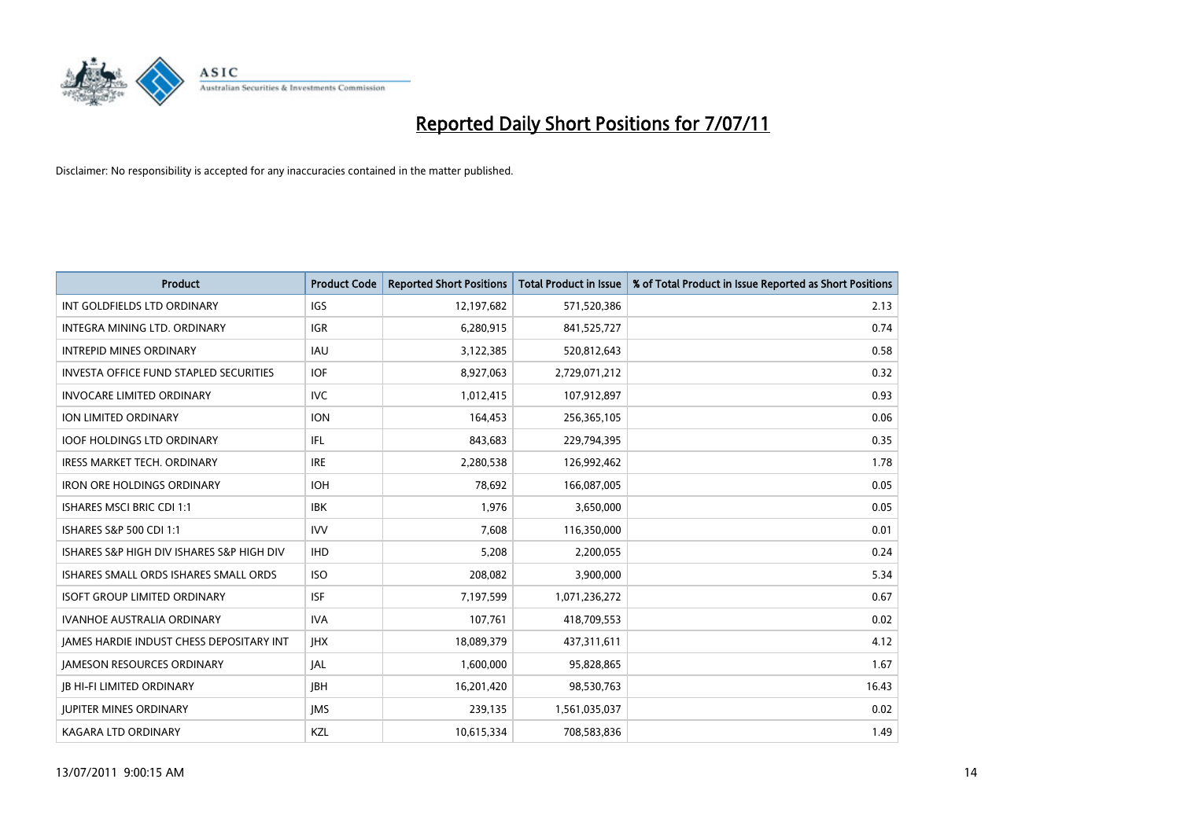# Reported Daily Short Positions for 7/07/11

Disclaimer: No responsibility is accepted for any inaccuracies contained in the matter published.

| Product | Product Code | Reported Short Positions | Total Product in Issue | % of Total Product in Issue Reported as Short Positions |
|---|---|---|---|---|
| INT GOLDFIELDS LTD ORDINARY | IGS | 12,197,682 | 571,520,386 | 2.13 |
| INTEGRA MINING LTD. ORDINARY | IGR | 6,280,915 | 841,525,727 | 0.74 |
| INTREPID MINES ORDINARY | IAU | 3,122,385 | 520,812,643 | 0.58 |
| INVESTA OFFICE FUND STAPLED SECURITIES | IOF | 8,927,063 | 2,729,071,212 | 0.32 |
| INVOCARE LIMITED ORDINARY | IVC | 1,012,415 | 107,912,897 | 0.93 |
| ION LIMITED ORDINARY | ION | 164,453 | 256,365,105 | 0.06 |
| IOOF HOLDINGS LTD ORDINARY | IFL | 843,683 | 229,794,395 | 0.35 |
| IRESS MARKET TECH. ORDINARY | IRE | 2,280,538 | 126,992,462 | 1.78 |
| IRON ORE HOLDINGS ORDINARY | IOH | 78,692 | 166,087,005 | 0.05 |
| ISHARES MSCI BRIC CDI 1:1 | IBK | 1,976 | 3,650,000 | 0.05 |
| ISHARES S&P 500 CDI 1:1 | IVV | 7,608 | 116,350,000 | 0.01 |
| ISHARES S&P HIGH DIV ISHARES S&P HIGH DIV | IHD | 5,208 | 2,200,055 | 0.24 |
| ISHARES SMALL ORDS ISHARES SMALL ORDS | ISO | 208,082 | 3,900,000 | 5.34 |
| ISOFT GROUP LIMITED ORDINARY | ISF | 7,197,599 | 1,071,236,272 | 0.67 |
| IVANHOE AUSTRALIA ORDINARY | IVA | 107,761 | 418,709,553 | 0.02 |
| JAMES HARDIE INDUST CHESS DEPOSITARY INT | JHX | 18,089,379 | 437,311,611 | 4.12 |
| JAMESON RESOURCES ORDINARY | JAL | 1,600,000 | 95,828,865 | 1.67 |
| JB HI-FI LIMITED ORDINARY | JBH | 16,201,420 | 98,530,763 | 16.43 |
| JUPITER MINES ORDINARY | JMS | 239,135 | 1,561,035,037 | 0.02 |
| KAGARA LTD ORDINARY | KZL | 10,615,334 | 708,583,836 | 1.49 |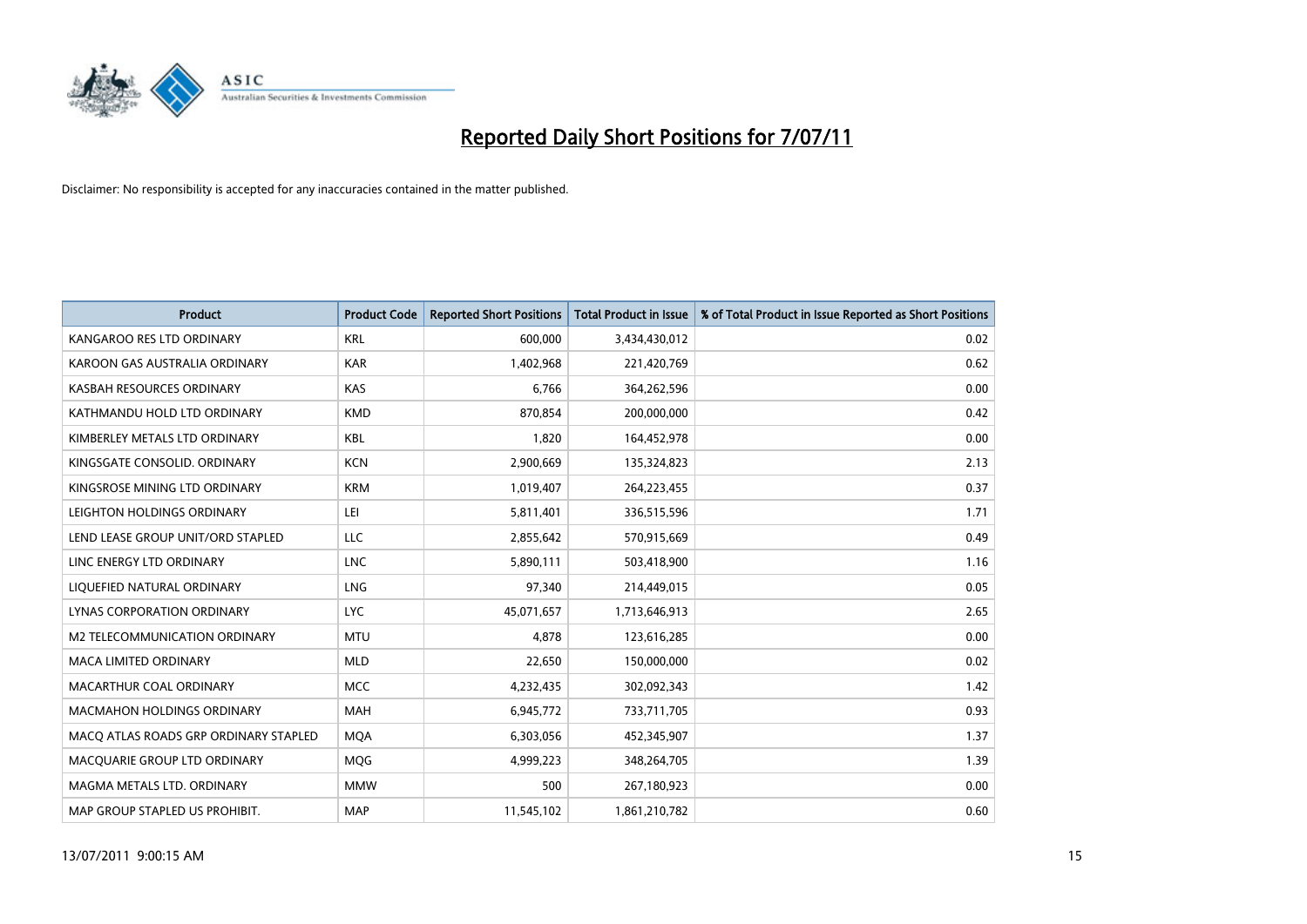# Reported Daily Short Positions for 7/07/11

Disclaimer: No responsibility is accepted for any inaccuracies contained in the matter published.

| Product | Product Code | Reported Short Positions | Total Product in Issue | % of Total Product in Issue Reported as Short Positions |
|---|---|---|---|---|
| KANGAROO RES LTD ORDINARY | KRL | 600,000 | 3,434,430,012 | 0.02 |
| KAROON GAS AUSTRALIA ORDINARY | KAR | 1,402,968 | 221,420,769 | 0.62 |
| KASBAH RESOURCES ORDINARY | KAS | 6,766 | 364,262,596 | 0.00 |
| KATHMANDU HOLD LTD ORDINARY | KMD | 870,854 | 200,000,000 | 0.42 |
| KIMBERLEY METALS LTD ORDINARY | KBL | 1,820 | 164,452,978 | 0.00 |
| KINGSGATE CONSOLID. ORDINARY | KCN | 2,900,669 | 135,324,823 | 2.13 |
| KINGSROSE MINING LTD ORDINARY | KRM | 1,019,407 | 264,223,455 | 0.37 |
| LEIGHTON HOLDINGS ORDINARY | LEI | 5,811,401 | 336,515,596 | 1.71 |
| LEND LEASE GROUP UNIT/ORD STAPLED | LLC | 2,855,642 | 570,915,669 | 0.49 |
| LINC ENERGY LTD ORDINARY | LNC | 5,890,111 | 503,418,900 | 1.16 |
| LIQUEFIED NATURAL ORDINARY | LNG | 97,340 | 214,449,015 | 0.05 |
| LYNAS CORPORATION ORDINARY | LYC | 45,071,657 | 1,713,646,913 | 2.65 |
| M2 TELECOMMUNICATION ORDINARY | MTU | 4,878 | 123,616,285 | 0.00 |
| MACA LIMITED ORDINARY | MLD | 22,650 | 150,000,000 | 0.02 |
| MACARTHUR COAL ORDINARY | MCC | 4,232,435 | 302,092,343 | 1.42 |
| MACMAHON HOLDINGS ORDINARY | MAH | 6,945,772 | 733,711,705 | 0.93 |
| MACQ ATLAS ROADS GRP ORDINARY STAPLED | MQA | 6,303,056 | 452,345,907 | 1.37 |
| MACQUARIE GROUP LTD ORDINARY | MQG | 4,999,223 | 348,264,705 | 1.39 |
| MAGMA METALS LTD. ORDINARY | MMW | 500 | 267,180,923 | 0.00 |
| MAP GROUP STAPLED US PROHIBIT. | MAP | 11,545,102 | 1,861,210,782 | 0.60 |

13/07/2011 9:00:15 AM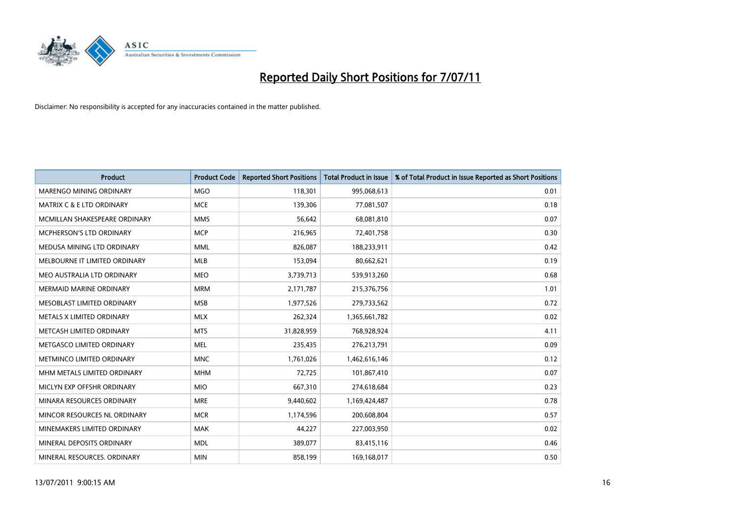# Reported Daily Short Positions for 7/07/11

Disclaimer: No responsibility is accepted for any inaccuracies contained in the matter published.

| Product | Product Code | Reported Short Positions | Total Product in Issue | % of Total Product in Issue Reported as Short Positions |
|---|---|---|---|---|
| MARENGO MINING ORDINARY | MGO | 118,301 | 995,068,613 | 0.01 |
| MATRIX C & E LTD ORDINARY | MCE | 139,306 | 77,081,507 | 0.18 |
| MCMILLAN SHAKESPEARE ORDINARY | MMS | 56,642 | 68,081,810 | 0.07 |
| MCPHERSON'S LTD ORDINARY | MCP | 216,965 | 72,401,758 | 0.30 |
| MEDUSA MINING LTD ORDINARY | MML | 826,087 | 188,233,911 | 0.42 |
| MELBOURNE IT LIMITED ORDINARY | MLB | 153,094 | 80,662,621 | 0.19 |
| MEO AUSTRALIA LTD ORDINARY | MEO | 3,739,713 | 539,913,260 | 0.68 |
| MERMAID MARINE ORDINARY | MRM | 2,171,787 | 215,376,756 | 1.01 |
| MESOBLAST LIMITED ORDINARY | MSB | 1,977,526 | 279,733,562 | 0.72 |
| METALS X LIMITED ORDINARY | MLX | 262,324 | 1,365,661,782 | 0.02 |
| METCASH LIMITED ORDINARY | MTS | 31,828,959 | 768,928,924 | 4.11 |
| METGASCO LIMITED ORDINARY | MEL | 235,435 | 276,213,791 | 0.09 |
| METMINCO LIMITED ORDINARY | MNC | 1,761,026 | 1,462,616,146 | 0.12 |
| MHM METALS LIMITED ORDINARY | MHM | 72,725 | 101,867,410 | 0.07 |
| MICLYN EXP OFFSHR ORDINARY | MIO | 667,310 | 274,618,684 | 0.23 |
| MINARA RESOURCES ORDINARY | MRE | 9,440,602 | 1,169,424,487 | 0.78 |
| MINCOR RESOURCES NL ORDINARY | MCR | 1,174,596 | 200,608,804 | 0.57 |
| MINEMAKERS LIMITED ORDINARY | MAK | 44,227 | 227,003,950 | 0.02 |
| MINERAL DEPOSITS ORDINARY | MDL | 389,077 | 83,415,116 | 0.46 |
| MINERAL RESOURCES. ORDINARY | MIN | 858,199 | 169,168,017 | 0.50 |

13/07/2011 9:00:15 AM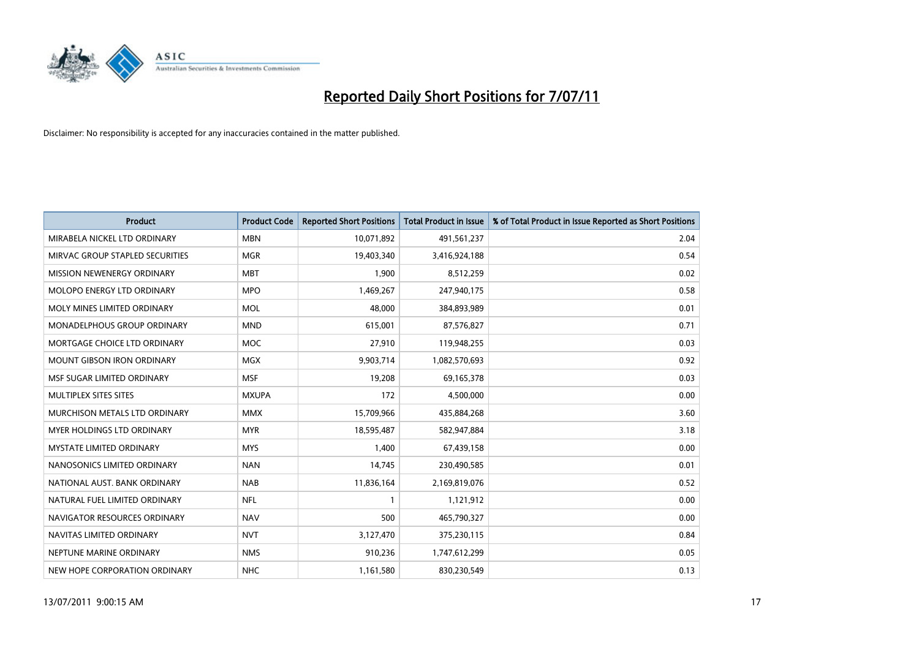# Reported Daily Short Positions for 7/07/11

Disclaimer: No responsibility is accepted for any inaccuracies contained in the matter published.

| Product | Product Code | Reported Short Positions | Total Product in Issue | % of Total Product in Issue Reported as Short Positions |
|---|---|---|---|---|
| MIRABELA NICKEL LTD ORDINARY | MBN | 10,071,892 | 491,561,237 | 2.04 |
| MIRVAC GROUP STAPLED SECURITIES | MGR | 19,403,340 | 3,416,924,188 | 0.54 |
| MISSION NEWENERGY ORDINARY | MBT | 1,900 | 8,512,259 | 0.02 |
| MOLOPO ENERGY LTD ORDINARY | MPO | 1,469,267 | 247,940,175 | 0.58 |
| MOLY MINES LIMITED ORDINARY | MOL | 48,000 | 384,893,989 | 0.01 |
| MONADELPHOUS GROUP ORDINARY | MND | 615,001 | 87,576,827 | 0.71 |
| MORTGAGE CHOICE LTD ORDINARY | MOC | 27,910 | 119,948,255 | 0.03 |
| MOUNT GIBSON IRON ORDINARY | MGX | 9,903,714 | 1,082,570,693 | 0.92 |
| MSF SUGAR LIMITED ORDINARY | MSF | 19,208 | 69,165,378 | 0.03 |
| MULTIPLEX SITES SITES | MXUPA | 172 | 4,500,000 | 0.00 |
| MURCHISON METALS LTD ORDINARY | MMX | 15,709,966 | 435,884,268 | 3.60 |
| MYER HOLDINGS LTD ORDINARY | MYR | 18,595,487 | 582,947,884 | 3.18 |
| MYSTATE LIMITED ORDINARY | MYS | 1,400 | 67,439,158 | 0.00 |
| NANOSONICS LIMITED ORDINARY | NAN | 14,745 | 230,490,585 | 0.01 |
| NATIONAL AUST. BANK ORDINARY | NAB | 11,836,164 | 2,169,819,076 | 0.52 |
| NATURAL FUEL LIMITED ORDINARY | NFL | 1 | 1,121,912 | 0.00 |
| NAVIGATOR RESOURCES ORDINARY | NAV | 500 | 465,790,327 | 0.00 |
| NAVITAS LIMITED ORDINARY | NVT | 3,127,470 | 375,230,115 | 0.84 |
| NEPTUNE MARINE ORDINARY | NMS | 910,236 | 1,747,612,299 | 0.05 |
| NEW HOPE CORPORATION ORDINARY | NHC | 1,161,580 | 830,230,549 | 0.13 |

13/07/2011 9:00:15 AM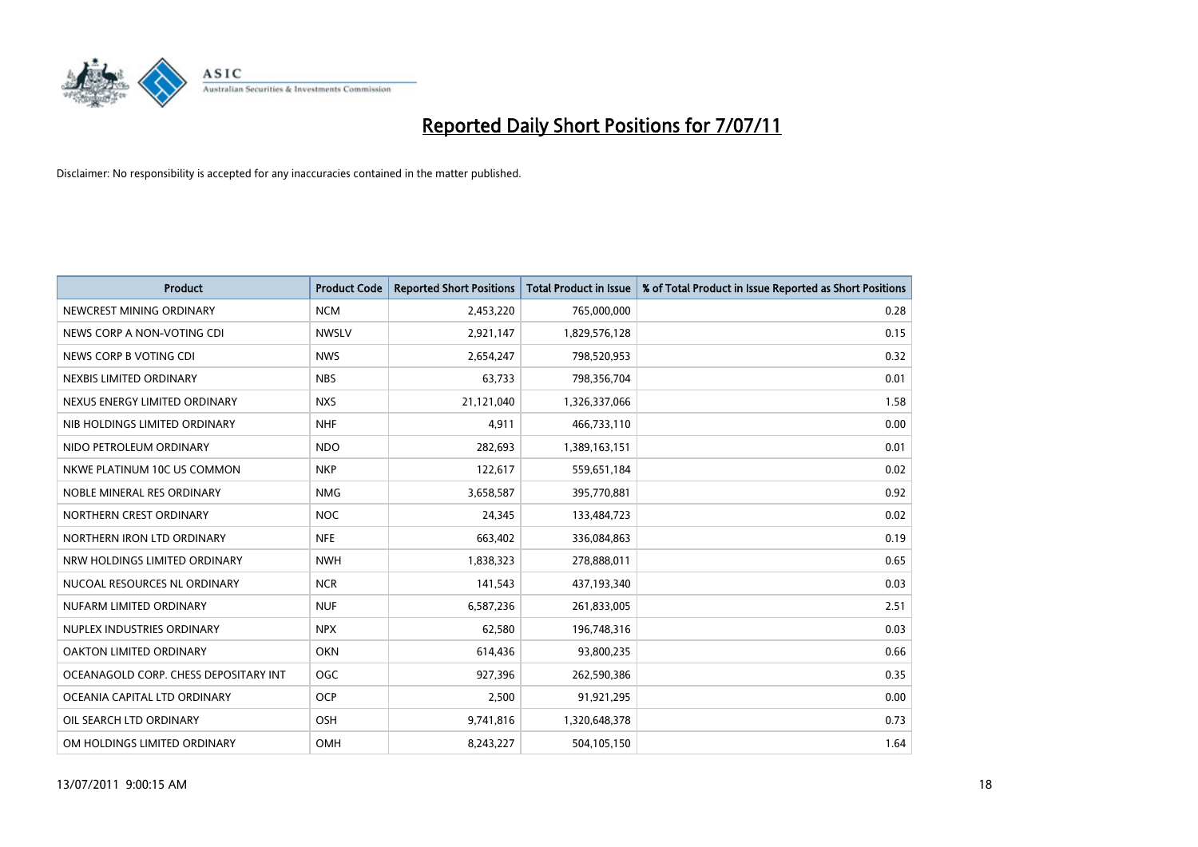# Reported Daily Short Positions for 7/07/11

Disclaimer: No responsibility is accepted for any inaccuracies contained in the matter published.

| Product | Product Code | Reported Short Positions | Total Product in Issue | % of Total Product in Issue Reported as Short Positions |
|---|---|---|---|---|
| NEWCREST MINING ORDINARY | NCM | 2,453,220 | 765,000,000 | 0.28 |
| NEWS CORP A NON-VOTING CDI | NWSLV | 2,921,147 | 1,829,576,128 | 0.15 |
| NEWS CORP B VOTING CDI | NWS | 2,654,247 | 798,520,953 | 0.32 |
| NEXBIS LIMITED ORDINARY | NBS | 63,733 | 798,356,704 | 0.01 |
| NEXUS ENERGY LIMITED ORDINARY | NXS | 21,121,040 | 1,326,337,066 | 1.58 |
| NIB HOLDINGS LIMITED ORDINARY | NHF | 4,911 | 466,733,110 | 0.00 |
| NIDO PETROLEUM ORDINARY | NDO | 282,693 | 1,389,163,151 | 0.01 |
| NKWE PLATINUM 10C US COMMON | NKP | 122,617 | 559,651,184 | 0.02 |
| NOBLE MINERAL RES ORDINARY | NMG | 3,658,587 | 395,770,881 | 0.92 |
| NORTHERN CREST ORDINARY | NOC | 24,345 | 133,484,723 | 0.02 |
| NORTHERN IRON LTD ORDINARY | NFE | 663,402 | 336,084,863 | 0.19 |
| NRW HOLDINGS LIMITED ORDINARY | NWH | 1,838,323 | 278,888,011 | 0.65 |
| NUCOAL RESOURCES NL ORDINARY | NCR | 141,543 | 437,193,340 | 0.03 |
| NUFARM LIMITED ORDINARY | NUF | 6,587,236 | 261,833,005 | 2.51 |
| NUPLEX INDUSTRIES ORDINARY | NPX | 62,580 | 196,748,316 | 0.03 |
| OAKTON LIMITED ORDINARY | OKN | 614,436 | 93,800,235 | 0.66 |
| OCEANAGOLD CORP. CHESS DEPOSITARY INT | OGC | 927,396 | 262,590,386 | 0.35 |
| OCEANIA CAPITAL LTD ORDINARY | OCP | 2,500 | 91,921,295 | 0.00 |
| OIL SEARCH LTD ORDINARY | OSH | 9,741,816 | 1,320,648,378 | 0.73 |
| OM HOLDINGS LIMITED ORDINARY | OMH | 8,243,227 | 504,105,150 | 1.64 |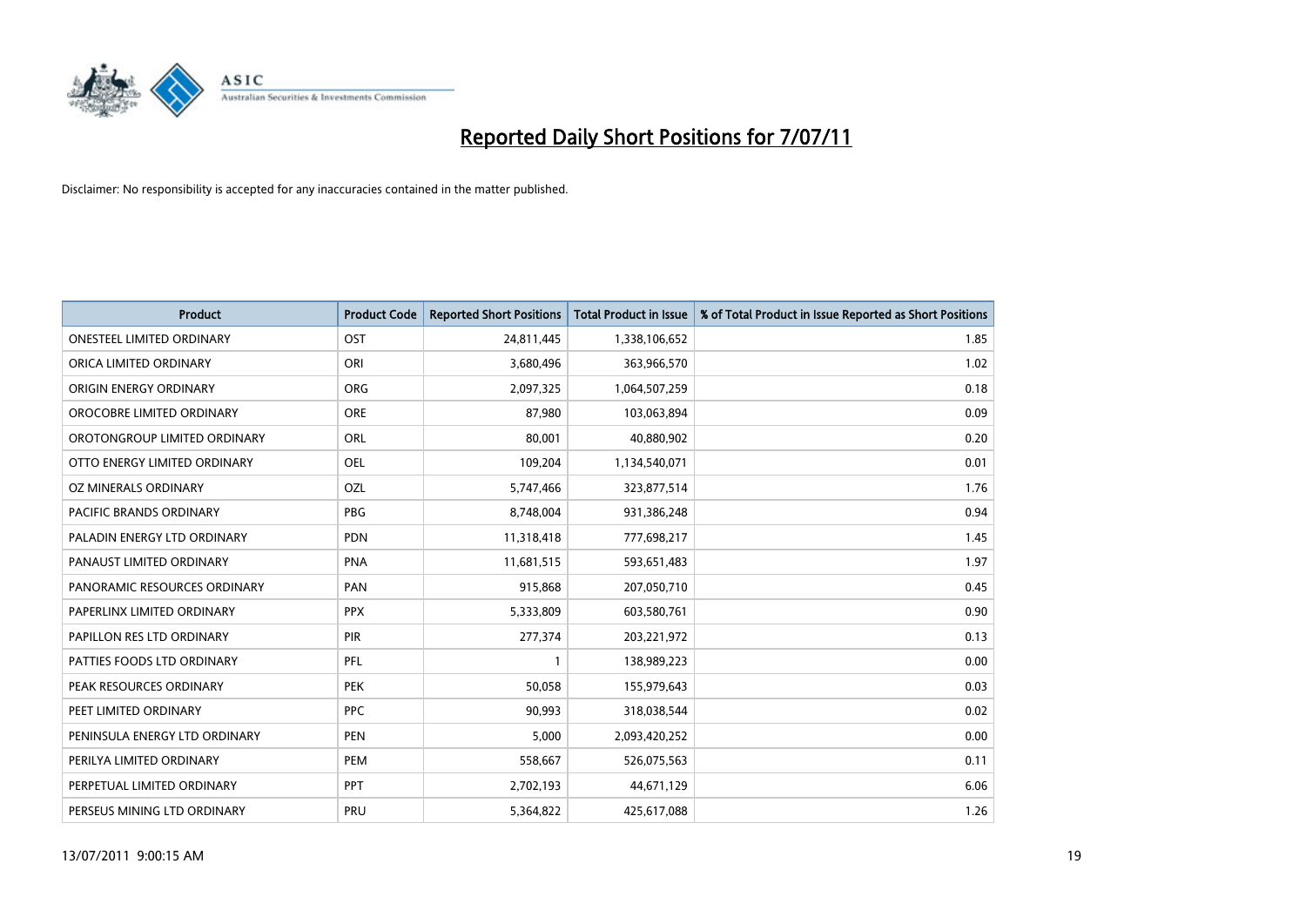# Reported Daily Short Positions for 7/07/11

Disclaimer: No responsibility is accepted for any inaccuracies contained in the matter published.

| Product | Product Code | Reported Short Positions | Total Product in Issue | % of Total Product in Issue Reported as Short Positions |
|---|---|---|---|---|
| ONESTEEL LIMITED ORDINARY | OST | 24,811,445 | 1,338,106,652 | 1.85 |
| ORICA LIMITED ORDINARY | ORI | 3,680,496 | 363,966,570 | 1.02 |
| ORIGIN ENERGY ORDINARY | ORG | 2,097,325 | 1,064,507,259 | 0.18 |
| OROCOBRE LIMITED ORDINARY | ORE | 87,980 | 103,063,894 | 0.09 |
| OROTONGROUP LIMITED ORDINARY | ORL | 80,001 | 40,880,902 | 0.20 |
| OTTO ENERGY LIMITED ORDINARY | OEL | 109,204 | 1,134,540,071 | 0.01 |
| OZ MINERALS ORDINARY | OZL | 5,747,466 | 323,877,514 | 1.76 |
| PACIFIC BRANDS ORDINARY | PBG | 8,748,004 | 931,386,248 | 0.94 |
| PALADIN ENERGY LTD ORDINARY | PDN | 11,318,418 | 777,698,217 | 1.45 |
| PANAUST LIMITED ORDINARY | PNA | 11,681,515 | 593,651,483 | 1.97 |
| PANORAMIC RESOURCES ORDINARY | PAN | 915,868 | 207,050,710 | 0.45 |
| PAPERLINX LIMITED ORDINARY | PPX | 5,333,809 | 603,580,761 | 0.90 |
| PAPILLON RES LTD ORDINARY | PIR | 277,374 | 203,221,972 | 0.13 |
| PATTIES FOODS LTD ORDINARY | PFL | 1 | 138,989,223 | 0.00 |
| PEAK RESOURCES ORDINARY | PEK | 50,058 | 155,979,643 | 0.03 |
| PEET LIMITED ORDINARY | PPC | 90,993 | 318,038,544 | 0.02 |
| PENINSULA ENERGY LTD ORDINARY | PEN | 5,000 | 2,093,420,252 | 0.00 |
| PERILYA LIMITED ORDINARY | PEM | 558,667 | 526,075,563 | 0.11 |
| PERPETUAL LIMITED ORDINARY | PPT | 2,702,193 | 44,671,129 | 6.06 |
| PERSEUS MINING LTD ORDINARY | PRU | 5,364,822 | 425,617,088 | 1.26 |

13/07/2011 9:00:15 AM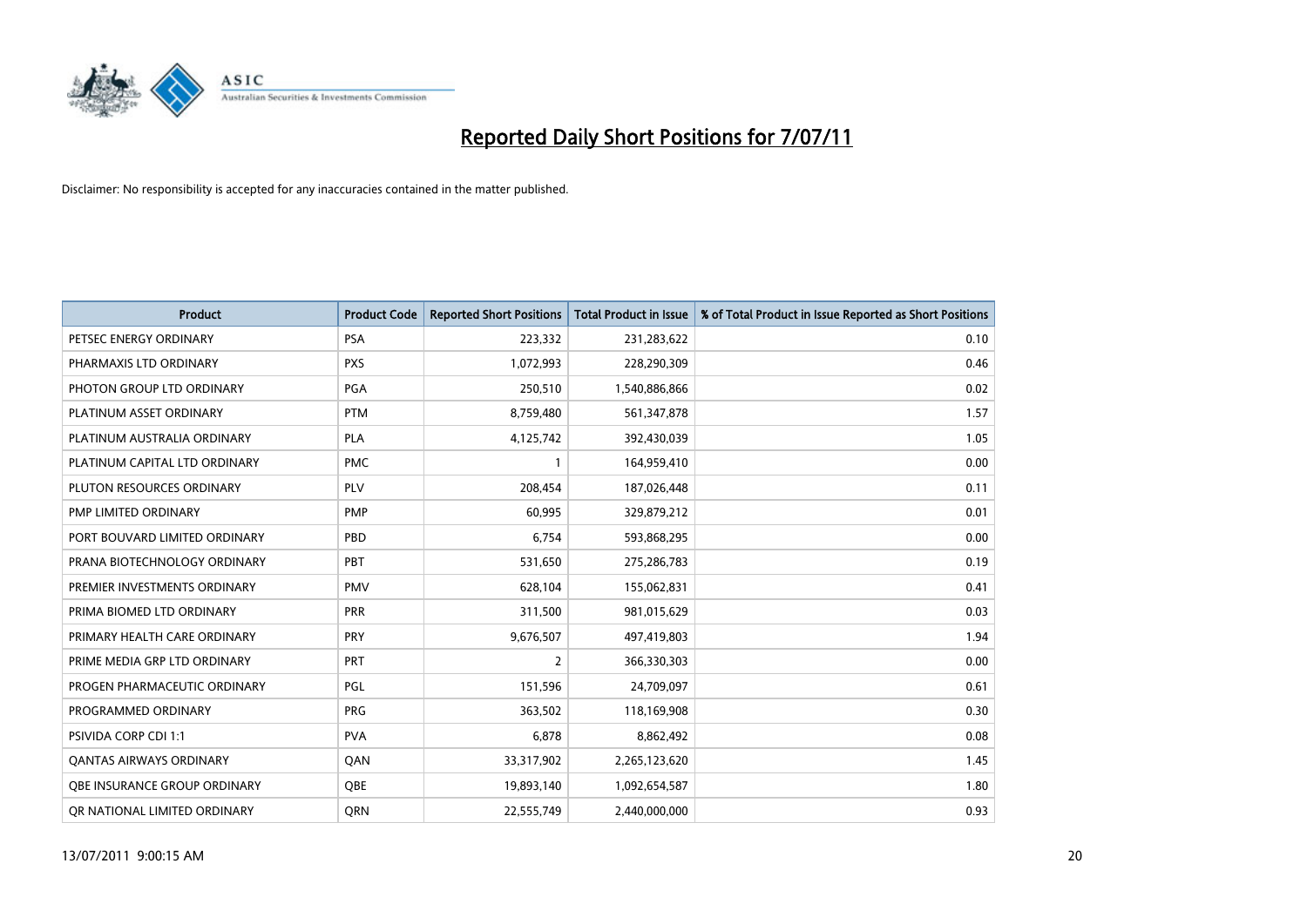# Reported Daily Short Positions for 7/07/11

Disclaimer: No responsibility is accepted for any inaccuracies contained in the matter published.

| Product | Product Code | Reported Short Positions | Total Product in Issue | % of Total Product in Issue Reported as Short Positions |
|---|---|---|---|---|
| PETSEC ENERGY ORDINARY | PSA | 223,332 | 231,283,622 | 0.10 |
| PHARMAXIS LTD ORDINARY | PXS | 1,072,993 | 228,290,309 | 0.46 |
| PHOTON GROUP LTD ORDINARY | PGA | 250,510 | 1,540,886,866 | 0.02 |
| PLATINUM ASSET ORDINARY | PTM | 8,759,480 | 561,347,878 | 1.57 |
| PLATINUM AUSTRALIA ORDINARY | PLA | 4,125,742 | 392,430,039 | 1.05 |
| PLATINUM CAPITAL LTD ORDINARY | PMC | 1 | 164,959,410 | 0.00 |
| PLUTON RESOURCES ORDINARY | PLV | 208,454 | 187,026,448 | 0.11 |
| PMP LIMITED ORDINARY | PMP | 60,995 | 329,879,212 | 0.01 |
| PORT BOUVARD LIMITED ORDINARY | PBD | 6,754 | 593,868,295 | 0.00 |
| PRANA BIOTECHNOLOGY ORDINARY | PBT | 531,650 | 275,286,783 | 0.19 |
| PREMIER INVESTMENTS ORDINARY | PMV | 628,104 | 155,062,831 | 0.41 |
| PRIMA BIOMED LTD ORDINARY | PRR | 311,500 | 981,015,629 | 0.03 |
| PRIMARY HEALTH CARE ORDINARY | PRY | 9,676,507 | 497,419,803 | 1.94 |
| PRIME MEDIA GRP LTD ORDINARY | PRT | 2 | 366,330,303 | 0.00 |
| PROGEN PHARMACEUTIC ORDINARY | PGL | 151,596 | 24,709,097 | 0.61 |
| PROGRAMMED ORDINARY | PRG | 363,502 | 118,169,908 | 0.30 |
| PSIVIDA CORP CDI 1:1 | PVA | 6,878 | 8,862,492 | 0.08 |
| QANTAS AIRWAYS ORDINARY | QAN | 33,317,902 | 2,265,123,620 | 1.45 |
| QBE INSURANCE GROUP ORDINARY | QBE | 19,893,140 | 1,092,654,587 | 1.80 |
| QR NATIONAL LIMITED ORDINARY | QRN | 22,555,749 | 2,440,000,000 | 0.93 |

13/07/2011 9:00:15 AM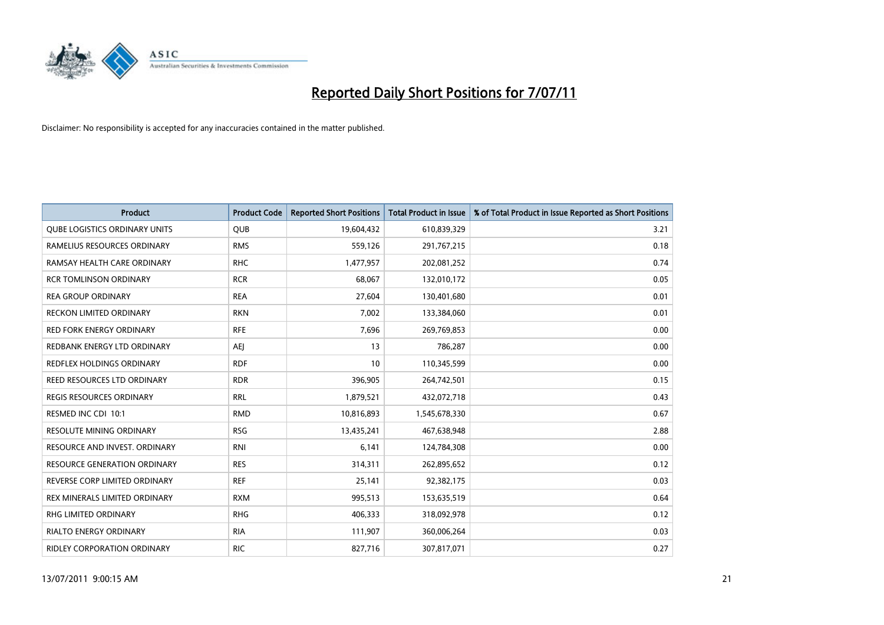# Reported Daily Short Positions for 7/07/11

Disclaimer: No responsibility is accepted for any inaccuracies contained in the matter published.

| Product | Product Code | Reported Short Positions | Total Product in Issue | % of Total Product in Issue Reported as Short Positions |
|---|---|---|---|---|
| QUBE LOGISTICS ORDINARY UNITS | QUB | 19,604,432 | 610,839,329 | 3.21 |
| RAMELIUS RESOURCES ORDINARY | RMS | 559,126 | 291,767,215 | 0.18 |
| RAMSAY HEALTH CARE ORDINARY | RHC | 1,477,957 | 202,081,252 | 0.74 |
| RCR TOMLINSON ORDINARY | RCR | 68,067 | 132,010,172 | 0.05 |
| REA GROUP ORDINARY | REA | 27,604 | 130,401,680 | 0.01 |
| RECKON LIMITED ORDINARY | RKN | 7,002 | 133,384,060 | 0.01 |
| RED FORK ENERGY ORDINARY | RFE | 7,696 | 269,769,853 | 0.00 |
| REDBANK ENERGY LTD ORDINARY | AEJ | 13 | 786,287 | 0.00 |
| REDFLEX HOLDINGS ORDINARY | RDF | 10 | 110,345,599 | 0.00 |
| REED RESOURCES LTD ORDINARY | RDR | 396,905 | 264,742,501 | 0.15 |
| REGIS RESOURCES ORDINARY | RRL | 1,879,521 | 432,072,718 | 0.43 |
| RESMED INC CDI 10:1 | RMD | 10,816,893 | 1,545,678,330 | 0.67 |
| RESOLUTE MINING ORDINARY | RSG | 13,435,241 | 467,638,948 | 2.88 |
| RESOURCE AND INVEST. ORDINARY | RNI | 6,141 | 124,784,308 | 0.00 |
| RESOURCE GENERATION ORDINARY | RES | 314,311 | 262,895,652 | 0.12 |
| REVERSE CORP LIMITED ORDINARY | REF | 25,141 | 92,382,175 | 0.03 |
| REX MINERALS LIMITED ORDINARY | RXM | 995,513 | 153,635,519 | 0.64 |
| RHG LIMITED ORDINARY | RHG | 406,333 | 318,092,978 | 0.12 |
| RIALTO ENERGY ORDINARY | RIA | 111,907 | 360,006,264 | 0.03 |
| RIDLEY CORPORATION ORDINARY | RIC | 827,716 | 307,817,071 | 0.27 |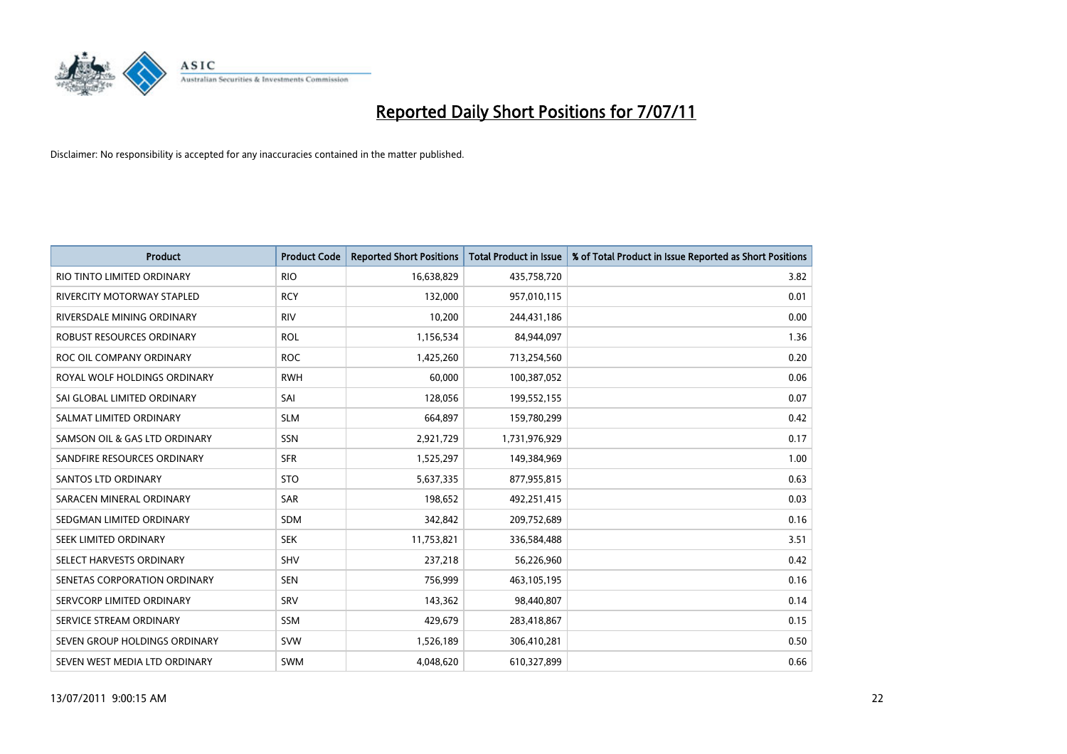# Reported Daily Short Positions for 7/07/11

Disclaimer: No responsibility is accepted for any inaccuracies contained in the matter published.

| Product | Product Code | Reported Short Positions | Total Product in Issue | % of Total Product in Issue Reported as Short Positions |
|---|---|---|---|---|
| RIO TINTO LIMITED ORDINARY | RIO | 16,638,829 | 435,758,720 | 3.82 |
| RIVERCITY MOTORWAY STAPLED | RCY | 132,000 | 957,010,115 | 0.01 |
| RIVERSDALE MINING ORDINARY | RIV | 10,200 | 244,431,186 | 0.00 |
| ROBUST RESOURCES ORDINARY | ROL | 1,156,534 | 84,944,097 | 1.36 |
| ROC OIL COMPANY ORDINARY | ROC | 1,425,260 | 713,254,560 | 0.20 |
| ROYAL WOLF HOLDINGS ORDINARY | RWH | 60,000 | 100,387,052 | 0.06 |
| SAI GLOBAL LIMITED ORDINARY | SAI | 128,056 | 199,552,155 | 0.07 |
| SALMAT LIMITED ORDINARY | SLM | 664,897 | 159,780,299 | 0.42 |
| SAMSON OIL & GAS LTD ORDINARY | SSN | 2,921,729 | 1,731,976,929 | 0.17 |
| SANDFIRE RESOURCES ORDINARY | SFR | 1,525,297 | 149,384,969 | 1.00 |
| SANTOS LTD ORDINARY | STO | 5,637,335 | 877,955,815 | 0.63 |
| SARACEN MINERAL ORDINARY | SAR | 198,652 | 492,251,415 | 0.03 |
| SEDGMAN LIMITED ORDINARY | SDM | 342,842 | 209,752,689 | 0.16 |
| SEEK LIMITED ORDINARY | SEK | 11,753,821 | 336,584,488 | 3.51 |
| SELECT HARVESTS ORDINARY | SHV | 237,218 | 56,226,960 | 0.42 |
| SENETAS CORPORATION ORDINARY | SEN | 756,999 | 463,105,195 | 0.16 |
| SERVCORP LIMITED ORDINARY | SRV | 143,362 | 98,440,807 | 0.14 |
| SERVICE STREAM ORDINARY | SSM | 429,679 | 283,418,867 | 0.15 |
| SEVEN GROUP HOLDINGS ORDINARY | SVW | 1,526,189 | 306,410,281 | 0.50 |
| SEVEN WEST MEDIA LTD ORDINARY | SWM | 4,048,620 | 610,327,899 | 0.66 |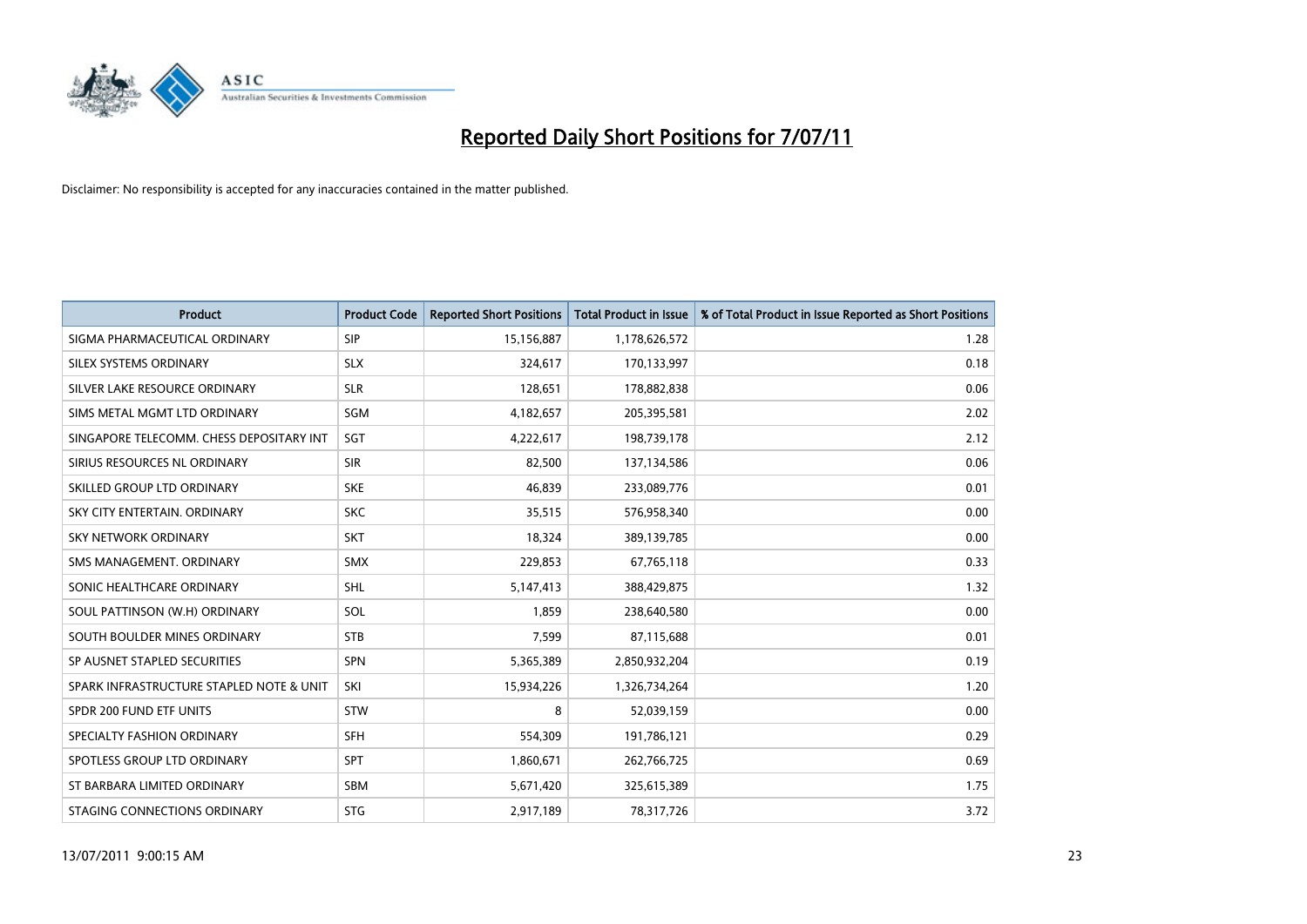# Reported Daily Short Positions for 7/07/11

Disclaimer: No responsibility is accepted for any inaccuracies contained in the matter published.

| Product | Product Code | Reported Short Positions | Total Product in Issue | % of Total Product in Issue Reported as Short Positions |
|---|---|---|---|---|
| SIGMA PHARMACEUTICAL ORDINARY | SIP | 15,156,887 | 1,178,626,572 | 1.28 |
| SILEX SYSTEMS ORDINARY | SLX | 324,617 | 170,133,997 | 0.18 |
| SILVER LAKE RESOURCE ORDINARY | SLR | 128,651 | 178,882,838 | 0.06 |
| SIMS METAL MGMT LTD ORDINARY | SGM | 4,182,657 | 205,395,581 | 2.02 |
| SINGAPORE TELECOMM. CHESS DEPOSITARY INT | SGT | 4,222,617 | 198,739,178 | 2.12 |
| SIRIUS RESOURCES NL ORDINARY | SIR | 82,500 | 137,134,586 | 0.06 |
| SKILLED GROUP LTD ORDINARY | SKE | 46,839 | 233,089,776 | 0.01 |
| SKY CITY ENTERTAIN. ORDINARY | SKC | 35,515 | 576,958,340 | 0.00 |
| SKY NETWORK ORDINARY | SKT | 18,324 | 389,139,785 | 0.00 |
| SMS MANAGEMENT. ORDINARY | SMX | 229,853 | 67,765,118 | 0.33 |
| SONIC HEALTHCARE ORDINARY | SHL | 5,147,413 | 388,429,875 | 1.32 |
| SOUL PATTINSON (W.H) ORDINARY | SOL | 1,859 | 238,640,580 | 0.00 |
| SOUTH BOULDER MINES ORDINARY | STB | 7,599 | 87,115,688 | 0.01 |
| SP AUSNET STAPLED SECURITIES | SPN | 5,365,389 | 2,850,932,204 | 0.19 |
| SPARK INFRASTRUCTURE STAPLED NOTE & UNIT | SKI | 15,934,226 | 1,326,734,264 | 1.20 |
| SPDR 200 FUND ETF UNITS | STW | 8 | 52,039,159 | 0.00 |
| SPECIALTY FASHION ORDINARY | SFH | 554,309 | 191,786,121 | 0.29 |
| SPOTLESS GROUP LTD ORDINARY | SPT | 1,860,671 | 262,766,725 | 0.69 |
| ST BARBARA LIMITED ORDINARY | SBM | 5,671,420 | 325,615,389 | 1.75 |
| STAGING CONNECTIONS ORDINARY | STG | 2,917,189 | 78,317,726 | 3.72 |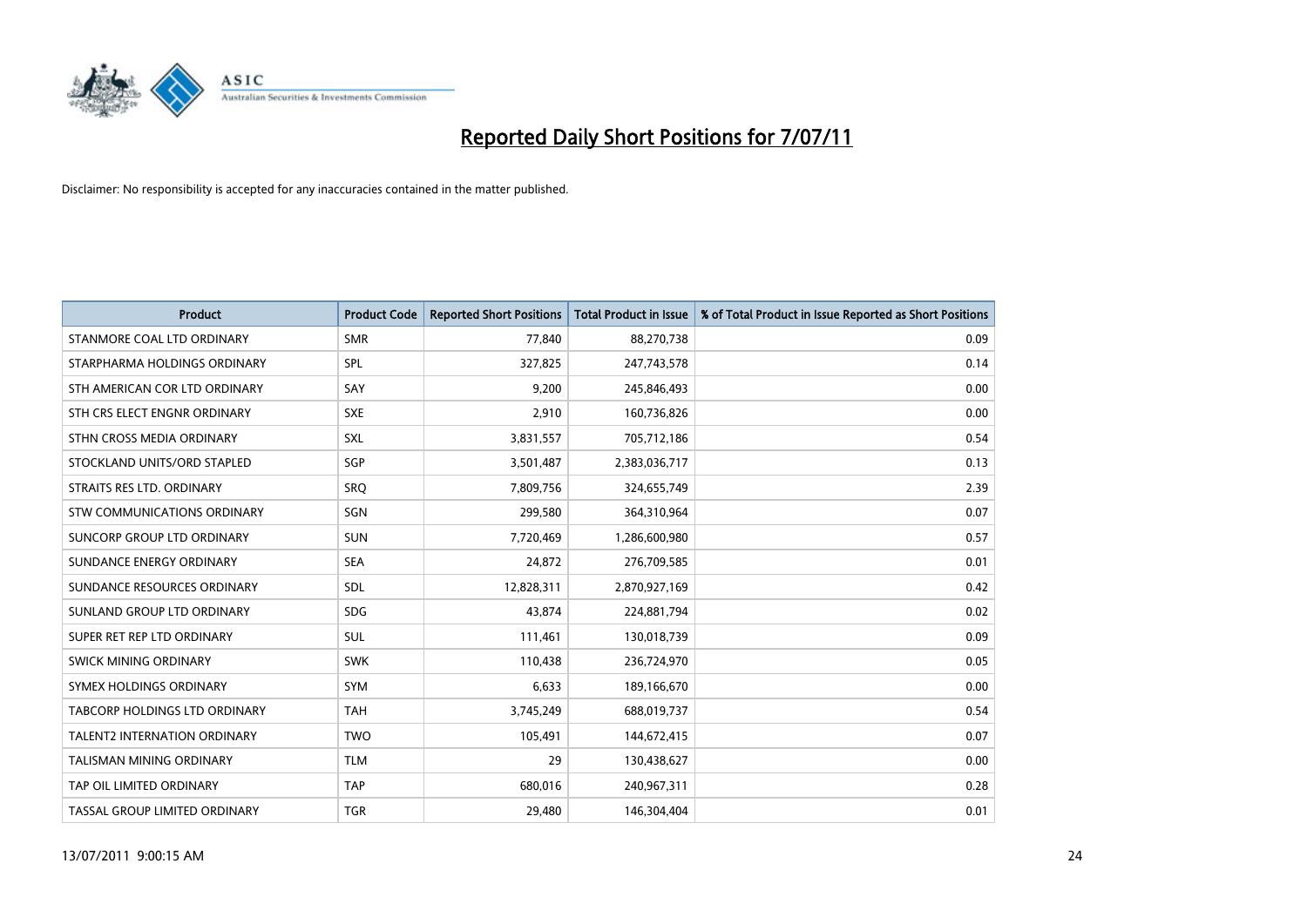# Reported Daily Short Positions for 7/07/11

Disclaimer: No responsibility is accepted for any inaccuracies contained in the matter published.

| Product | Product Code | Reported Short Positions | Total Product in Issue | % of Total Product in Issue Reported as Short Positions |
|---|---|---|---|---|
| STANMORE COAL LTD ORDINARY | SMR | 77,840 | 88,270,738 | 0.09 |
| STARPHARMA HOLDINGS ORDINARY | SPL | 327,825 | 247,743,578 | 0.14 |
| STH AMERICAN COR LTD ORDINARY | SAY | 9,200 | 245,846,493 | 0.00 |
| STH CRS ELECT ENGNR ORDINARY | SXE | 2,910 | 160,736,826 | 0.00 |
| STHN CROSS MEDIA ORDINARY | SXL | 3,831,557 | 705,712,186 | 0.54 |
| STOCKLAND UNITS/ORD STAPLED | SGP | 3,501,487 | 2,383,036,717 | 0.13 |
| STRAITS RES LTD. ORDINARY | SRQ | 7,809,756 | 324,655,749 | 2.39 |
| STW COMMUNICATIONS ORDINARY | SGN | 299,580 | 364,310,964 | 0.07 |
| SUNCORP GROUP LTD ORDINARY | SUN | 7,720,469 | 1,286,600,980 | 0.57 |
| SUNDANCE ENERGY ORDINARY | SEA | 24,872 | 276,709,585 | 0.01 |
| SUNDANCE RESOURCES ORDINARY | SDL | 12,828,311 | 2,870,927,169 | 0.42 |
| SUNLAND GROUP LTD ORDINARY | SDG | 43,874 | 224,881,794 | 0.02 |
| SUPER RET REP LTD ORDINARY | SUL | 111,461 | 130,018,739 | 0.09 |
| SWICK MINING ORDINARY | SWK | 110,438 | 236,724,970 | 0.05 |
| SYMEX HOLDINGS ORDINARY | SYM | 6,633 | 189,166,670 | 0.00 |
| TABCORP HOLDINGS LTD ORDINARY | TAH | 3,745,249 | 688,019,737 | 0.54 |
| TALENT2 INTERNATION ORDINARY | TWO | 105,491 | 144,672,415 | 0.07 |
| TALISMAN MINING ORDINARY | TLM | 29 | 130,438,627 | 0.00 |
| TAP OIL LIMITED ORDINARY | TAP | 680,016 | 240,967,311 | 0.28 |
| TASSAL GROUP LIMITED ORDINARY | TGR | 29,480 | 146,304,404 | 0.01 |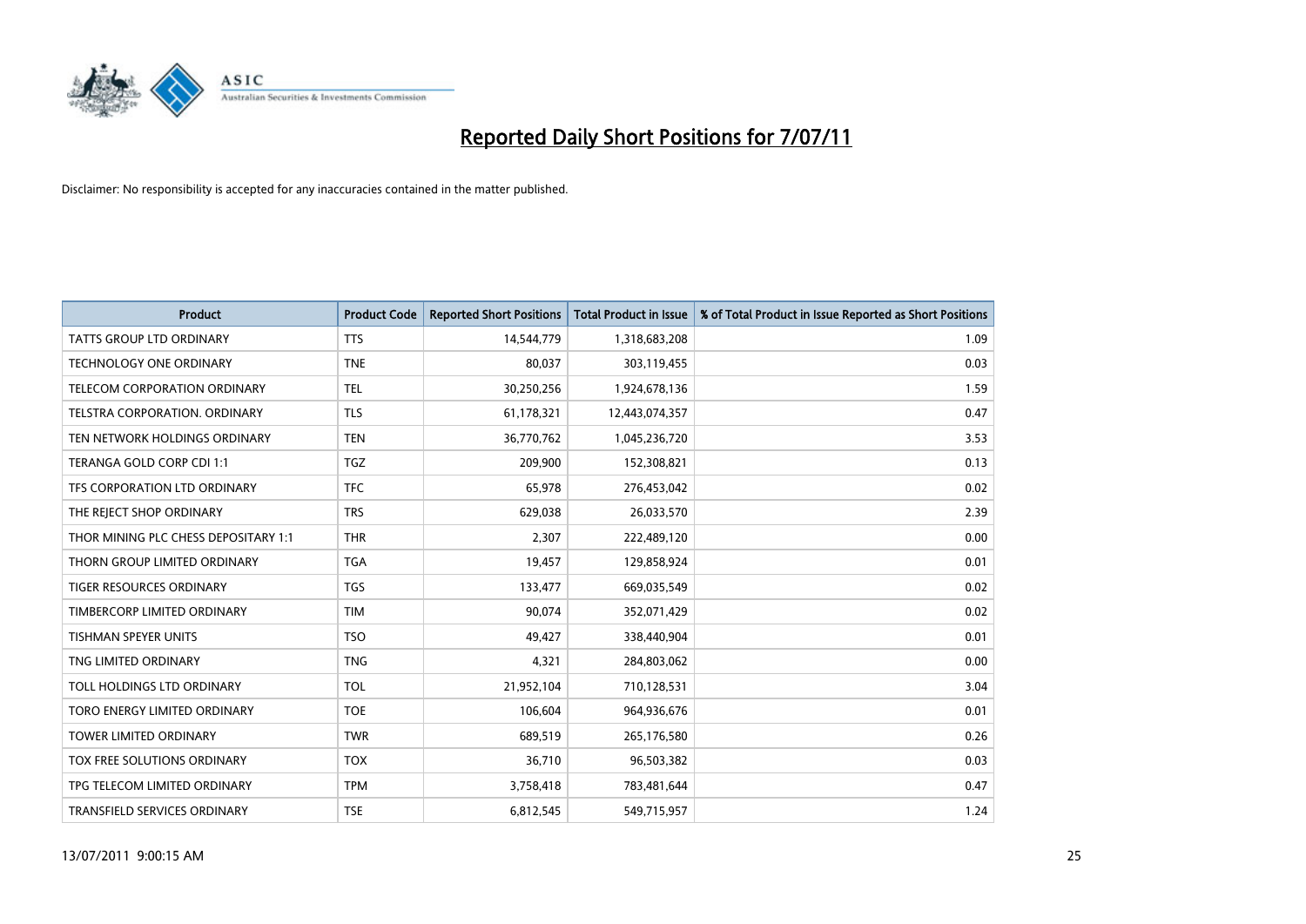# Reported Daily Short Positions for 7/07/11

Disclaimer: No responsibility is accepted for any inaccuracies contained in the matter published.

| Product | Product Code | Reported Short Positions | Total Product in Issue | % of Total Product in Issue Reported as Short Positions |
|---|---|---|---|---|
| TATTS GROUP LTD ORDINARY | TTS | 14,544,779 | 1,318,683,208 | 1.09 |
| TECHNOLOGY ONE ORDINARY | TNE | 80,037 | 303,119,455 | 0.03 |
| TELECOM CORPORATION ORDINARY | TEL | 30,250,256 | 1,924,678,136 | 1.59 |
| TELSTRA CORPORATION. ORDINARY | TLS | 61,178,321 | 12,443,074,357 | 0.47 |
| TEN NETWORK HOLDINGS ORDINARY | TEN | 36,770,762 | 1,045,236,720 | 3.53 |
| TERANGA GOLD CORP CDI 1:1 | TGZ | 209,900 | 152,308,821 | 0.13 |
| TFS CORPORATION LTD ORDINARY | TFC | 65,978 | 276,453,042 | 0.02 |
| THE REJECT SHOP ORDINARY | TRS | 629,038 | 26,033,570 | 2.39 |
| THOR MINING PLC CHESS DEPOSITARY 1:1 | THR | 2,307 | 222,489,120 | 0.00 |
| THORN GROUP LIMITED ORDINARY | TGA | 19,457 | 129,858,924 | 0.01 |
| TIGER RESOURCES ORDINARY | TGS | 133,477 | 669,035,549 | 0.02 |
| TIMBERCORP LIMITED ORDINARY | TIM | 90,074 | 352,071,429 | 0.02 |
| TISHMAN SPEYER UNITS | TSO | 49,427 | 338,440,904 | 0.01 |
| TNG LIMITED ORDINARY | TNG | 4,321 | 284,803,062 | 0.00 |
| TOLL HOLDINGS LTD ORDINARY | TOL | 21,952,104 | 710,128,531 | 3.04 |
| TORO ENERGY LIMITED ORDINARY | TOE | 106,604 | 964,936,676 | 0.01 |
| TOWER LIMITED ORDINARY | TWR | 689,519 | 265,176,580 | 0.26 |
| TOX FREE SOLUTIONS ORDINARY | TOX | 36,710 | 96,503,382 | 0.03 |
| TPG TELECOM LIMITED ORDINARY | TPM | 3,758,418 | 783,481,644 | 0.47 |
| TRANSFIELD SERVICES ORDINARY | TSE | 6,812,545 | 549,715,957 | 1.24 |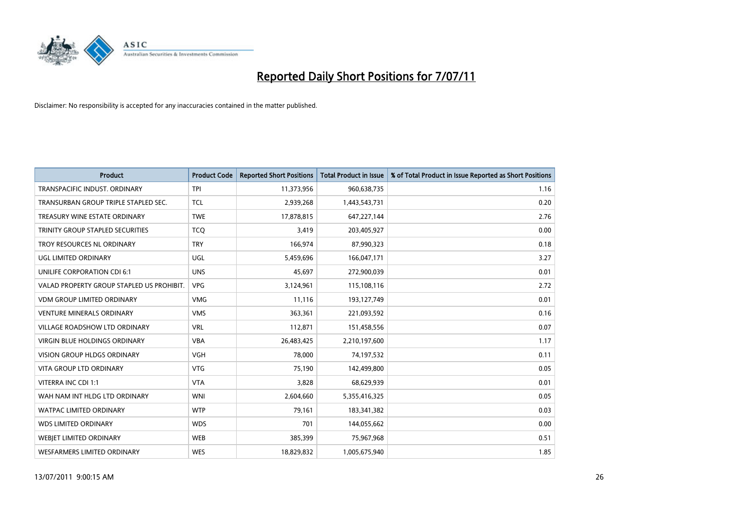# Reported Daily Short Positions for 7/07/11

Disclaimer: No responsibility is accepted for any inaccuracies contained in the matter published.

| Product | Product Code | Reported Short Positions | Total Product in Issue | % of Total Product in Issue Reported as Short Positions |
|---|---|---|---|---|
| TRANSPACIFIC INDUST. ORDINARY | TPI | 11,373,956 | 960,638,735 | 1.16 |
| TRANSURBAN GROUP TRIPLE STAPLED SEC. | TCL | 2,939,268 | 1,443,543,731 | 0.20 |
| TREASURY WINE ESTATE ORDINARY | TWE | 17,878,815 | 647,227,144 | 2.76 |
| TRINITY GROUP STAPLED SECURITIES | TCQ | 3,419 | 203,405,927 | 0.00 |
| TROY RESOURCES NL ORDINARY | TRY | 166,974 | 87,990,323 | 0.18 |
| UGL LIMITED ORDINARY | UGL | 5,459,696 | 166,047,171 | 3.27 |
| UNILIFE CORPORATION CDI 6:1 | UNS | 45,697 | 272,900,039 | 0.01 |
| VALAD PROPERTY GROUP STAPLED US PROHIBIT. | VPG | 3,124,961 | 115,108,116 | 2.72 |
| VDM GROUP LIMITED ORDINARY | VMG | 11,116 | 193,127,749 | 0.01 |
| VENTURE MINERALS ORDINARY | VMS | 363,361 | 221,093,592 | 0.16 |
| VILLAGE ROADSHOW LTD ORDINARY | VRL | 112,871 | 151,458,556 | 0.07 |
| VIRGIN BLUE HOLDINGS ORDINARY | VBA | 26,483,425 | 2,210,197,600 | 1.17 |
| VISION GROUP HLDGS ORDINARY | VGH | 78,000 | 74,197,532 | 0.11 |
| VITA GROUP LTD ORDINARY | VTG | 75,190 | 142,499,800 | 0.05 |
| VITERRA INC CDI 1:1 | VTA | 3,828 | 68,629,939 | 0.01 |
| WAH NAM INT HLDG LTD ORDINARY | WNI | 2,604,660 | 5,355,416,325 | 0.05 |
| WATPAC LIMITED ORDINARY | WTP | 79,161 | 183,341,382 | 0.03 |
| WDS LIMITED ORDINARY | WDS | 701 | 144,055,662 | 0.00 |
| WEBJET LIMITED ORDINARY | WEB | 385,399 | 75,967,968 | 0.51 |
| WESFARMERS LIMITED ORDINARY | WES | 18,829,832 | 1,005,675,940 | 1.85 |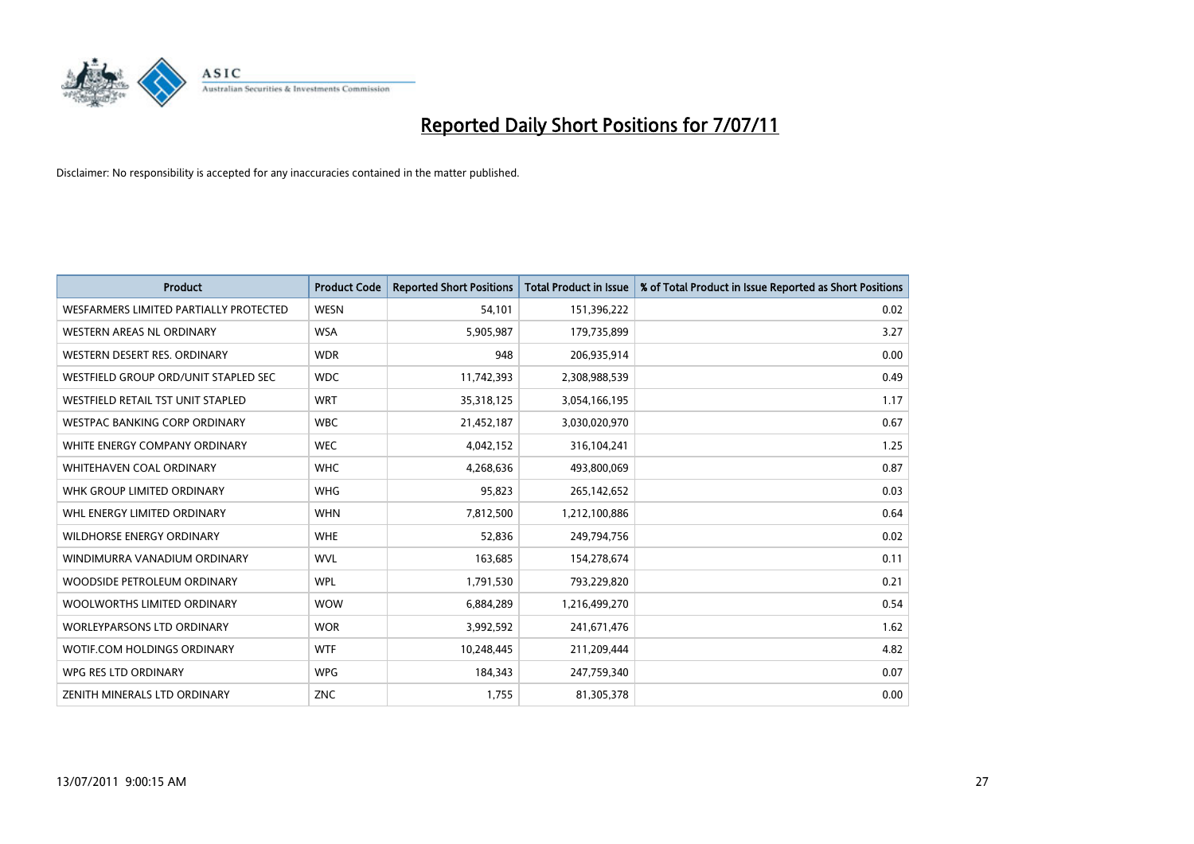# Reported Daily Short Positions for 7/07/11

Disclaimer: No responsibility is accepted for any inaccuracies contained in the matter published.

| Product | Product Code | Reported Short Positions | Total Product in Issue | % of Total Product in Issue Reported as Short Positions |
|---|---|---|---|---|
| WESFARMERS LIMITED PARTIALLY PROTECTED | WESN | 54,101 | 151,396,222 | 0.02 |
| WESTERN AREAS NL ORDINARY | WSA | 5,905,987 | 179,735,899 | 3.27 |
| WESTERN DESERT RES. ORDINARY | WDR | 948 | 206,935,914 | 0.00 |
| WESTFIELD GROUP ORD/UNIT STAPLED SEC | WDC | 11,742,393 | 2,308,988,539 | 0.49 |
| WESTFIELD RETAIL TST UNIT STAPLED | WRT | 35,318,125 | 3,054,166,195 | 1.17 |
| WESTPAC BANKING CORP ORDINARY | WBC | 21,452,187 | 3,030,020,970 | 0.67 |
| WHITE ENERGY COMPANY ORDINARY | WEC | 4,042,152 | 316,104,241 | 1.25 |
| WHITEHAVEN COAL ORDINARY | WHC | 4,268,636 | 493,800,069 | 0.87 |
| WHK GROUP LIMITED ORDINARY | WHG | 95,823 | 265,142,652 | 0.03 |
| WHL ENERGY LIMITED ORDINARY | WHN | 7,812,500 | 1,212,100,886 | 0.64 |
| WILDHORSE ENERGY ORDINARY | WHE | 52,836 | 249,794,756 | 0.02 |
| WINDIMURRA VANADIUM ORDINARY | WVL | 163,685 | 154,278,674 | 0.11 |
| WOODSIDE PETROLEUM ORDINARY | WPL | 1,791,530 | 793,229,820 | 0.21 |
| WOOLWORTHS LIMITED ORDINARY | WOW | 6,884,289 | 1,216,499,270 | 0.54 |
| WORLEYPARSONS LTD ORDINARY | WOR | 3,992,592 | 241,671,476 | 1.62 |
| WOTIF.COM HOLDINGS ORDINARY | WTF | 10,248,445 | 211,209,444 | 4.82 |
| WPG RES LTD ORDINARY | WPG | 184,343 | 247,759,340 | 0.07 |
| ZENITH MINERALS LTD ORDINARY | ZNC | 1,755 | 81,305,378 | 0.00 |

13/07/2011 9:00:15 AM